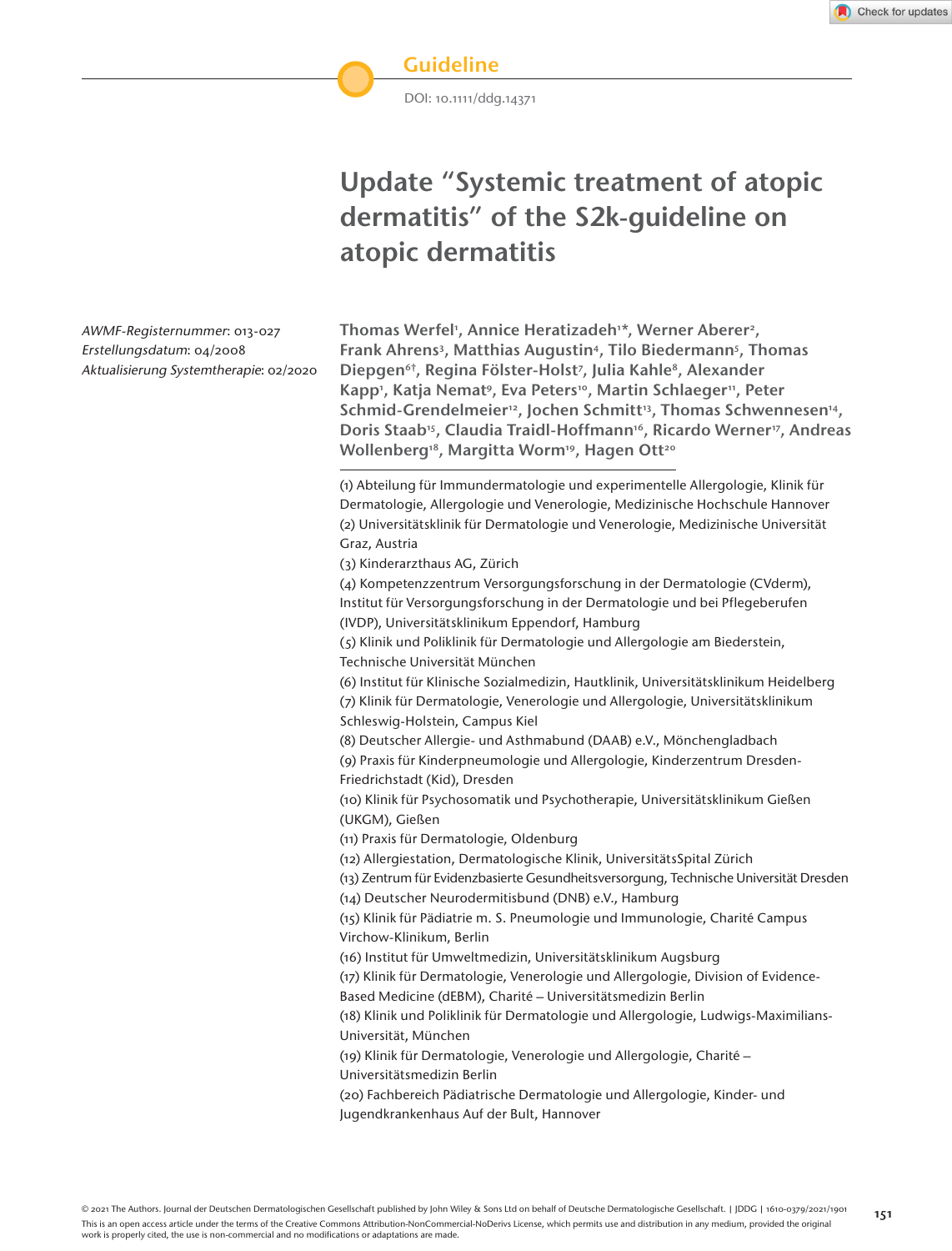Guideline

DOI: 10.1111/ddg.14371

# Update "Systemic treatment of atopic dermatitis" of the S2k-guideline on atopic dermatitis

*AWMF-Registernummer*: 013-027
*Erstellungsdatum*: 04/2008
*Aktualisierung Systemtherapie*: 02/2020

**Thomas Werfel[1], Annice Heratizadeh[1]*, Werner Aberer[2], Frank Ahrens[3], Matthias Augustin[4], Tilo Biedermann[5], Thomas Diepgen[6†], Regina Fölster-Holst[7], Julia Kahle[8], Alexander Kapp[1], Katja Nemat[9], Eva Peters[10], Martin Schlaeger[11], Peter Schmid-Grendelmeier[12], Jochen Schmitt[13], Thomas Schwennesen[14], Doris Staab[15], Claudia Traidl-Hoffmann[16], Ricardo Werner[17], Andreas Wollenberg[18], Margitta Worm[19], Hagen Ott[20]**

(1) Abteilung für Immundermatologie und experimentelle Allergologie, Klinik für Dermatologie, Allergologie und Venerologie, Medizinische Hochschule Hannover
(2) Universitätsklinik für Dermatologie und Venerologie, Medizinische Universität Graz, Austria
(3) Kinderarzthaus AG, Zürich
(4) Kompetenzzentrum Versorgungsforschung in der Dermatologie (CVderm), Institut für Versorgungsforschung in der Dermatologie und bei Pflegeberufen (IVDP), Universitätsklinikum Eppendorf, Hamburg
(5) Klinik und Poliklinik für Dermatologie und Allergologie am Biederstein, Technische Universität München
(6) Institut für Klinische Sozialmedizin, Hautklinik, Universitätsklinikum Heidelberg
(7) Klinik für Dermatologie, Venerologie und Allergologie, Universitätsklinikum Schleswig-Holstein, Campus Kiel
(8) Deutscher Allergie- und Asthmabund (DAAB) e.V., Mönchengladbach
(9) Praxis für Kinderpneumologie und Allergologie, Kinderzentrum Dresden-Friedrichstadt (Kid), Dresden
(10) Klinik für Psychosomatik und Psychotherapie, Universitätsklinikum Gießen (UKGM), Gießen
(11) Praxis für Dermatologie, Oldenburg
(12) Allergiestation, Dermatologische Klinik, UniversitätsSpital Zürich
(13) Zentrum für Evidenzbasierte Gesundheitsversorgung, Technische Universität Dresden
(14) Deutscher Neurodermitisbund (DNB) e.V., Hamburg
(15) Klinik für Pädiatrie m. S. Pneumologie und Immunologie, Charité Campus Virchow-Klinikum, Berlin
(16) Institut für Umweltmedizin, Universitätsklinikum Augsburg
(17) Klinik für Dermatologie, Venerologie und Allergologie, Division of Evidence-Based Medicine (dEBM), Charité – Universitätsmedizin Berlin
(18) Klinik und Poliklinik für Dermatologie und Allergologie, Ludwigs-Maximilians-Universität, München
(19) Klinik für Dermatologie, Venerologie und Allergologie, Charité – Universitätsmedizin Berlin
(20) Fachbereich Pädiatrische Dermatologie und Allergologie, Kinder- und Jugendkrankenhaus Auf der Bult, Hannover

© 2021 The Authors. Journal der Deutschen Dermatologischen Gesellschaft published by John Wiley & Sons Ltd on behalf of Deutsche Dermatologische Gesellschaft. | JDDG | 1610-0379/2021/1901

This is an open access article under the terms of the Creative Commons Attribution-NonCommercial-NoDerivs License, which permits use and distribution in any medium, provided the original work is properly cited, the use is non-commercial and no modifications or adaptations are made.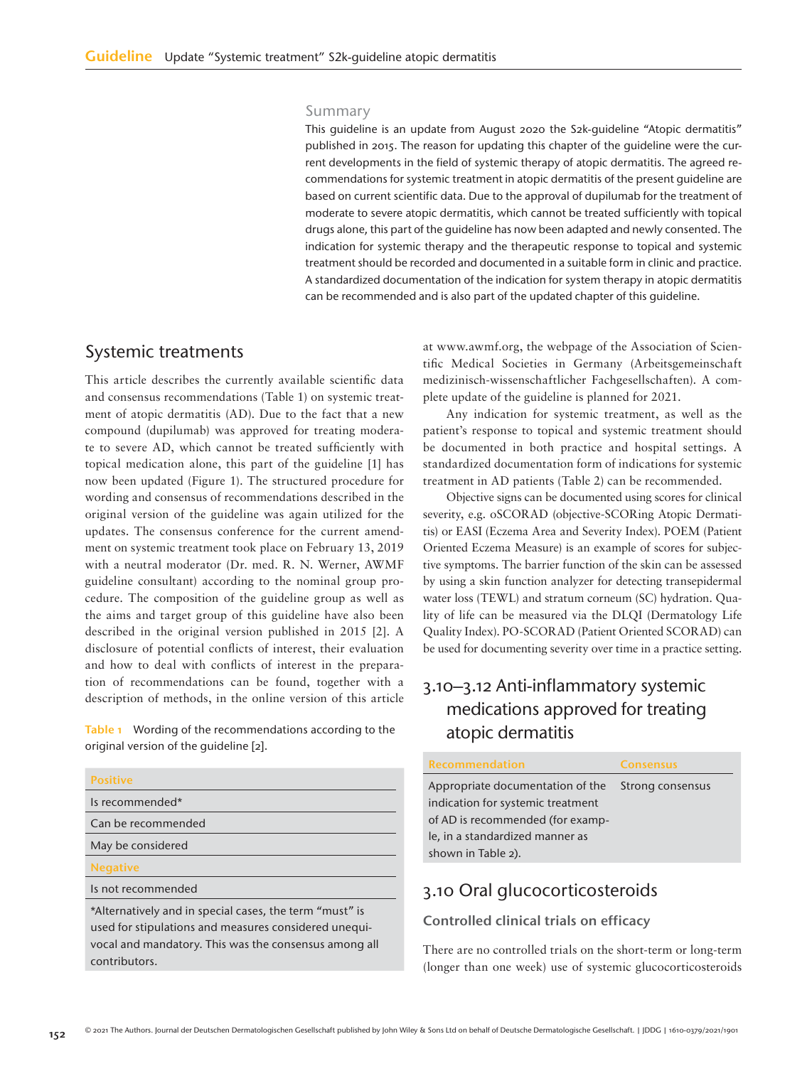## Summary

This guideline is an update from August 2020 the S2k-guideline "Atopic dermatitis" published in 2015. The reason for updating this chapter of the guideline were the current developments in the field of systemic therapy of atopic dermatitis. The agreed recommendations for systemic treatment in atopic dermatitis of the present guideline are based on current scientific data. Due to the approval of dupilumab for the treatment of moderate to severe atopic dermatitis, which cannot be treated sufficiently with topical drugs alone, this part of the guideline has now been adapted and newly consented. The indication for systemic therapy and the therapeutic response to topical and systemic treatment should be recorded and documented in a suitable form in clinic and practice. A standardized documentation of the indication for system therapy in atopic dermatitis can be recommended and is also part of the updated chapter of this guideline.

## Systemic treatments

This article describes the currently available scientific data and consensus recommendations (Table 1) on systemic treatment of atopic dermatitis (AD). Due to the fact that a new compound (dupilumab) was approved for treating moderate to severe AD, which cannot be treated sufficiently with topical medication alone, this part of the guideline [1] has now been updated (Figure 1). The structured procedure for wording and consensus of recommendations described in the original version of the guideline was again utilized for the updates. The consensus conference for the current amendment on systemic treatment took place on February 13, 2019 with a neutral moderator (Dr. med. R. N. Werner, AWMF guideline consultant) according to the nominal group procedure. The composition of the guideline group as well as the aims and target group of this guideline have also been described in the original version published in 2015 [2]. A disclosure of potential conflicts of interest, their evaluation and how to deal with conflicts of interest in the preparation of recommendations can be found, together with a description of methods, in the online version of this article at www.awmf.org, the webpage of the Association of Scientific Medical Societies in Germany (Arbeitsgemeinschaft medizinisch-wissenschaftlicher Fachgesellschaften). A complete update of the guideline is planned for 2021.

Table 1 Wording of the recommendations according to the original version of the guideline [2].

| Positive |
|---|
| Is recommended* |
| Can be recommended |
| May be considered |
| **Negative** |
| Is not recommended |
| *Alternatively and in special cases, the term "must" is used for stipulations and measures considered unequivocal and mandatory. This was the consensus among all contributors. |

Any indication for systemic treatment, as well as the patient's response to topical and systemic treatment should be documented in both practice and hospital settings. A standardized documentation form of indications for systemic treatment in AD patients (Table 2) can be recommended.

Objective signs can be documented using scores for clinical severity, e.g. oSCORAD (objective-SCORing Atopic Dermatitis) or EASI (Eczema Area and Severity Index). POEM (Patient Oriented Eczema Measure) is an example of scores for subjective symptoms. The barrier function of the skin can be assessed by using a skin function analyzer for detecting transepidermal water loss (TEWL) and stratum corneum (SC) hydration. Quality of life can be measured via the DLQI (Dermatology Life Quality Index). PO-SCORAD (Patient Oriented SCORAD) can be used for documenting severity over time in a practice setting.

## 3.10–3.12 Anti-inflammatory systemic medications approved for treating atopic dermatitis

| Recommendation | Consensus |
|---|---|
| Appropriate documentation of the indication for systemic treatment of AD is recommended (for example, in a standardized manner as shown in Table 2). | Strong consensus |

## 3.10 Oral glucocorticosteroids

### Controlled clinical trials on efficacy

There are no controlled trials on the short-term or long-term (longer than one week) use of systemic glucocorticosteroids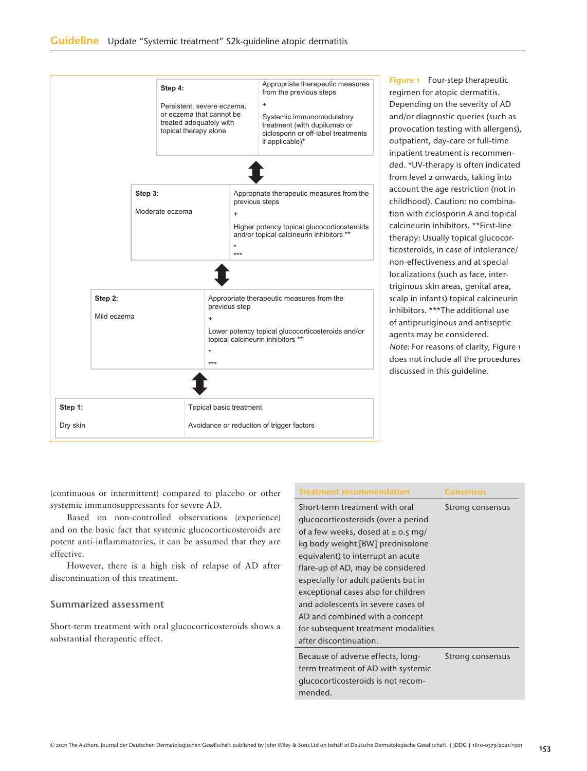| Step | | Treatment |
|---|---|---|
| **Step 4:** | Persistent, severe eczema, or eczema that cannot be treated adequately with topical therapy alone | Appropriate therapeutic measures from the previous steps + Systemic immunomodulatory treatment (with dupilumab or ciclosporin or off-label treatments if applicable)* |
| **Step 3:** | Moderate eczema | Appropriate therapeutic measures from the previous steps + Higher potency topical glucocorticosteroids and/or topical calcineurin inhibitors ** * *** |
| **Step 2:** | Mild eczema | Appropriate therapeutic measures from the previous step + Lower potency topical glucocorticosteroids and/or topical calcineurin inhibitors ** * *** |
| **Step 1:** | Dry skin | Topical basic treatment; Avoidance or reduction of trigger factors |

**Figure 1** Four-step therapeutic regimen for atopic dermatitis. Depending on the severity of AD and/or diagnostic queries (such as provocation testing with allergens), outpatient, day-care or full-time inpatient treatment is recommended. *UV-therapy is often indicated from level 2 onwards, taking into account the age restriction (not in childhood). Caution: no combination with ciclosporin A and topical calcineurin inhibitors. **First-line therapy: Usually topical glucocorticosteroids, in case of intolerance/non-effectiveness and at special localizations (such as face, intertriginous skin areas, genital area, scalp in infants) topical calcineurin inhibitors. ***The additional use of antipruriginous and antiseptic agents may be considered. *Note*: For reasons of clarity, Figure 1 does not include all the procedures discussed in this guideline.

(continuous or intermittent) compared to placebo or other systemic immunosuppressants for severe AD.

Based on non-controlled observations (experience) and on the basic fact that systemic glucocorticosteroids are potent anti-inflammatories, it can be assumed that they are effective.

However, there is a high risk of relapse of AD after discontinuation of this treatment.

### Summarized assessment

Short-term treatment with oral glucocorticosteroids shows a substantial therapeutic effect.

| Treatment recommendation | Consensus |
|---|---|
| Short-term treatment with oral glucocorticosteroids (over a period of a few weeks, dosed at ≤ 0.5 mg/kg body weight [BW] prednisolone equivalent) to interrupt an acute flare-up of AD, may be considered especially for adult patients but in exceptional cases also for children and adolescents in severe cases of AD and combined with a concept for subsequent treatment modalities after discontinuation. | Strong consensus |
| Because of adverse effects, long-term treatment of AD with systemic glucocorticosteroids is not recommended. | Strong consensus |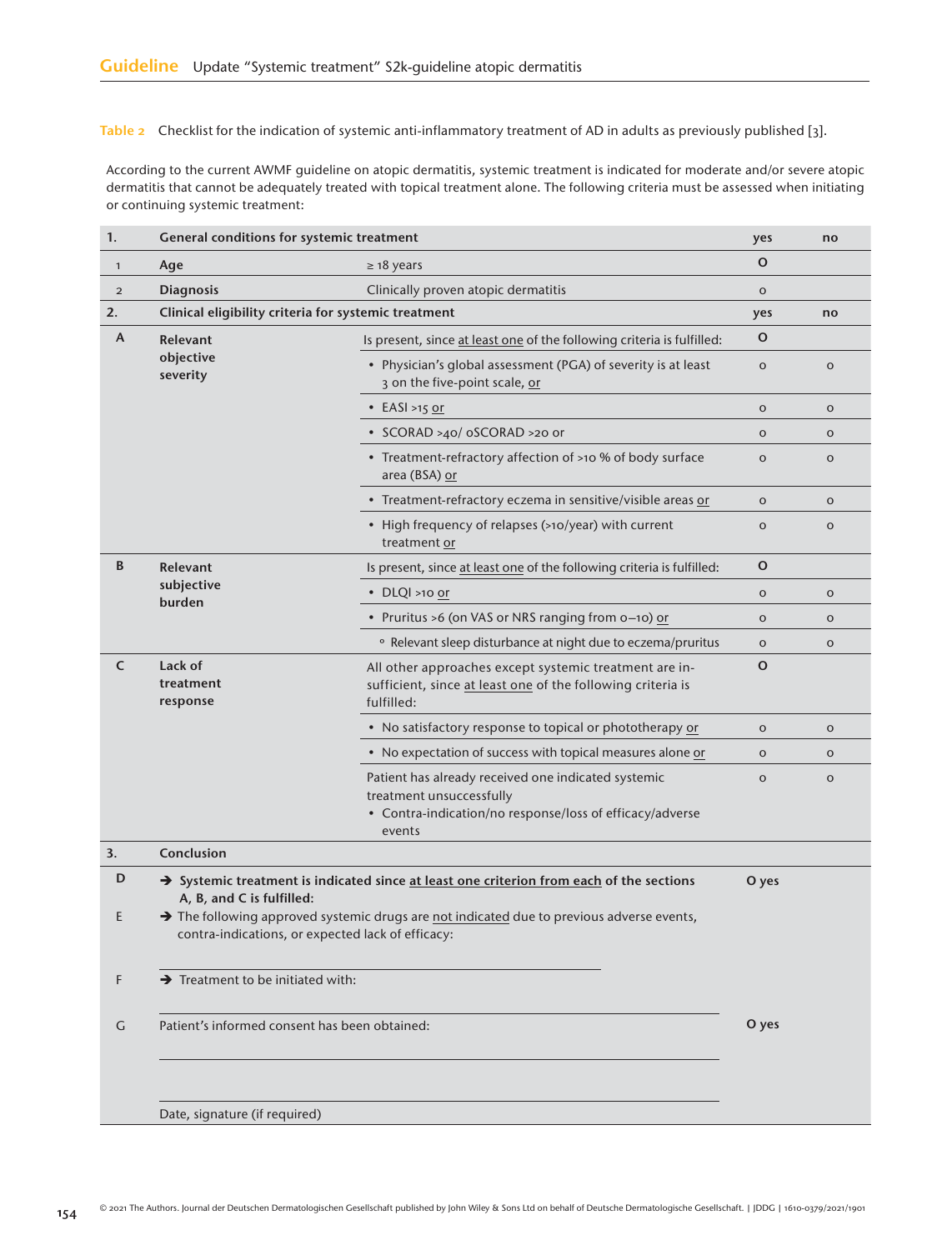Table 2 Checklist for the indication of systemic anti-inflammatory treatment of AD in adults as previously published [3].

According to the current AWMF guideline on atopic dermatitis, systemic treatment is indicated for moderate and/or severe atopic dermatitis that cannot be adequately treated with topical treatment alone. The following criteria must be assessed when initiating or continuing systemic treatment:

| | | | yes | no |
|---|---|---|---|---|
| **1.** | **General conditions for systemic treatment** | | **yes** | **no** |
| 1 | **Age** | ≥ 18 years | O | |
| 2 | **Diagnosis** | Clinically proven atopic dermatitis | o | |
| **2.** | **Clinical eligibility criteria for systemic treatment** | | **yes** | **no** |
| A | **Relevant objective severity** | Is present, since at least one of the following criteria is fulfilled: | O | |
| | | • Physician's global assessment (PGA) of severity is at least 3 on the five-point scale, or | o | o |
| | | • EASI >15 or | o | o |
| | | • SCORAD >40/ oSCORAD >20 or | o | o |
| | | • Treatment-refractory affection of >10 % of body surface area (BSA) or | o | o |
| | | • Treatment-refractory eczema in sensitive/visible areas or | o | o |
| | | • High frequency of relapses (>10/year) with current treatment or | o | o |
| B | **Relevant subjective burden** | Is present, since at least one of the following criteria is fulfilled: | O | |
| | | • DLQI >10 or | o | o |
| | | • Pruritus >6 (on VAS or NRS ranging from 0–10) or | o | o |
| | | ◦ Relevant sleep disturbance at night due to eczema/pruritus | o | o |
| C | **Lack of treatment response** | All other approaches except systemic treatment are insufficient, since at least one of the following criteria is fulfilled: | O | |
| | | • No satisfactory response to topical or phototherapy or | o | o |
| | | • No expectation of success with topical measures alone or | o | o |
| | | Patient has already received one indicated systemic treatment unsuccessfully • Contra-indication/no response/loss of efficacy/adverse events | o | o |
| **3.** | **Conclusion** | | | |
| D | ➔ **Systemic treatment is indicated since at least one criterion from each of the sections A, B, and C is fulfilled:** | | O yes | |
| E | ➔ The following approved systemic drugs are not indicated due to previous adverse events, contra-indications, or expected lack of efficacy: | | | |
| F | ➔ Treatment to be initiated with: | | | |
| G | Patient's informed consent has been obtained: | | O yes | |
| | Date, signature (if required) | | | |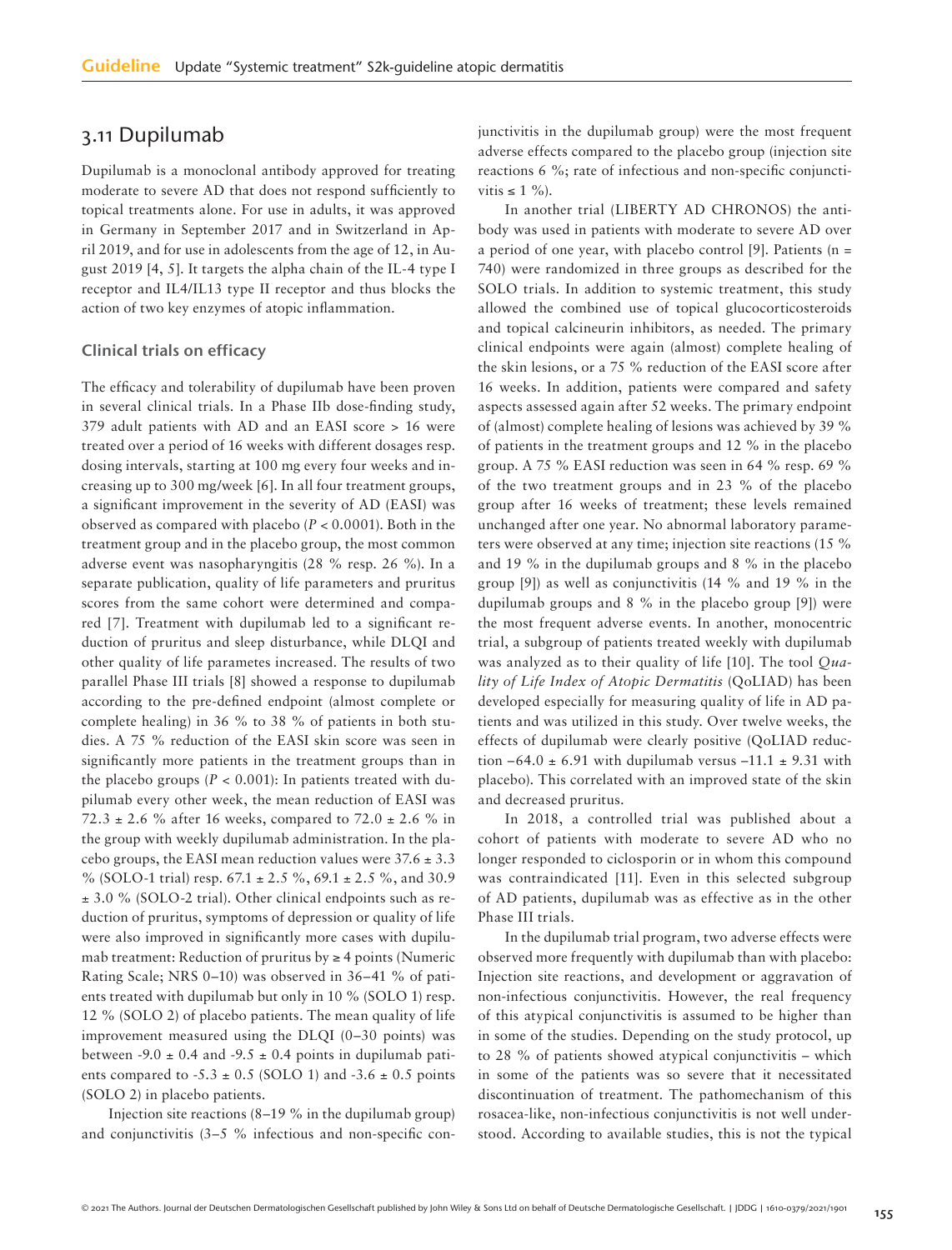## 3.11 Dupilumab

Dupilumab is a monoclonal antibody approved for treating moderate to severe AD that does not respond sufficiently to topical treatments alone. For use in adults, it was approved in Germany in September 2017 and in Switzerland in April 2019, and for use in adolescents from the age of 12, in August 2019 [4, 5]. It targets the alpha chain of the IL-4 type I receptor and IL4/IL13 type II receptor and thus blocks the action of two key enzymes of atopic inflammation.

### Clinical trials on efficacy

The efficacy and tolerability of dupilumab have been proven in several clinical trials. In a Phase IIb dose-finding study, 379 adult patients with AD and an EASI score > 16 were treated over a period of 16 weeks with different dosages resp. dosing intervals, starting at 100 mg every four weeks and increasing up to 300 mg/week [6]. In all four treatment groups, a significant improvement in the severity of AD (EASI) was observed as compared with placebo ($P < 0.0001$). Both in the treatment group and in the placebo group, the most common adverse event was nasopharyngitis (28 % resp. 26 %). In a separate publication, quality of life parameters and pruritus scores from the same cohort were determined and compared [7]. Treatment with dupilumab led to a significant reduction of pruritus and sleep disturbance, while DLQI and other quality of life parametes increased. The results of two parallel Phase III trials [8] showed a response to dupilumab according to the pre-defined endpoint (almost complete or complete healing) in 36 % to 38 % of patients in both studies. A 75 % reduction of the EASI skin score was seen in significantly more patients in the treatment groups than in the placebo groups ($P < 0.001$): In patients treated with dupilumab every other week, the mean reduction of EASI was 72.3 ± 2.6 % after 16 weeks, compared to 72.0 ± 2.6 % in the group with weekly dupilumab administration. In the placebo groups, the EASI mean reduction values were 37.6 ± 3.3 % (SOLO-1 trial) resp. 67.1 ± 2.5 %, 69.1 ± 2.5 %, and 30.9 ± 3.0 % (SOLO-2 trial). Other clinical endpoints such as reduction of pruritus, symptoms of depression or quality of life were also improved in significantly more cases with dupilumab treatment: Reduction of pruritus by ≥ 4 points (Numeric Rating Scale; NRS 0–10) was observed in 36–41 % of patients treated with dupilumab but only in 10 % (SOLO 1) resp. 12 % (SOLO 2) of placebo patients. The mean quality of life improvement measured using the DLQI (0–30 points) was between -9.0 ± 0.4 and -9.5 ± 0.4 points in dupilumab patients compared to -5.3 ± 0.5 (SOLO 1) and -3.6 ± 0.5 points (SOLO 2) in placebo patients.

Injection site reactions (8–19 % in the dupilumab group) and conjunctivitis (3–5 % infectious and non-specific conjunctivitis in the dupilumab group) were the most frequent adverse effects compared to the placebo group (injection site reactions 6 %; rate of infectious and non-specific conjunctivitis ≤ 1 %).

In another trial (LIBERTY AD CHRONOS) the antibody was used in patients with moderate to severe AD over a period of one year, with placebo control [9]. Patients (n = 740) were randomized in three groups as described for the SOLO trials. In addition to systemic treatment, this study allowed the combined use of topical glucocorticosteroids and topical calcineurin inhibitors, as needed. The primary clinical endpoints were again (almost) complete healing of the skin lesions, or a 75 % reduction of the EASI score after 16 weeks. In addition, patients were compared and safety aspects assessed again after 52 weeks. The primary endpoint of (almost) complete healing of lesions was achieved by 39 % of patients in the treatment groups and 12 % in the placebo group. A 75 % EASI reduction was seen in 64 % resp. 69 % of the two treatment groups and in 23 % of the placebo group after 16 weeks of treatment; these levels remained unchanged after one year. No abnormal laboratory parameters were observed at any time; injection site reactions (15 % and 19 % in the dupilumab groups and 8 % in the placebo group [9]) as well as conjunctivitis (14 % and 19 % in the dupilumab groups and 8 % in the placebo group [9]) were the most frequent adverse events. In another, monocentric trial, a subgroup of patients treated weekly with dupilumab was analyzed as to their quality of life [10]. The tool *Quality of Life Index of Atopic Dermatitis* (QoLIAD) has been developed especially for measuring quality of life in AD patients and was utilized in this study. Over twelve weeks, the effects of dupilumab were clearly positive (QoLIAD reduction –64.0 ± 6.91 with dupilumab versus –11.1 ± 9.31 with placebo). This correlated with an improved state of the skin and decreased pruritus.

In 2018, a controlled trial was published about a cohort of patients with moderate to severe AD who no longer responded to ciclosporin or in whom this compound was contraindicated [11]. Even in this selected subgroup of AD patients, dupilumab was as effective as in the other Phase III trials.

In the dupilumab trial program, two adverse effects were observed more frequently with dupilumab than with placebo: Injection site reactions, and development or aggravation of non-infectious conjunctivitis. However, the real frequency of this atypical conjunctivitis is assumed to be higher than in some of the studies. Depending on the study protocol, up to 28 % of patients showed atypical conjunctivitis – which in some of the patients was so severe that it necessitated discontinuation of treatment. The pathomechanism of this rosacea-like, non-infectious conjunctivitis is not well understood. According to available studies, this is not the typical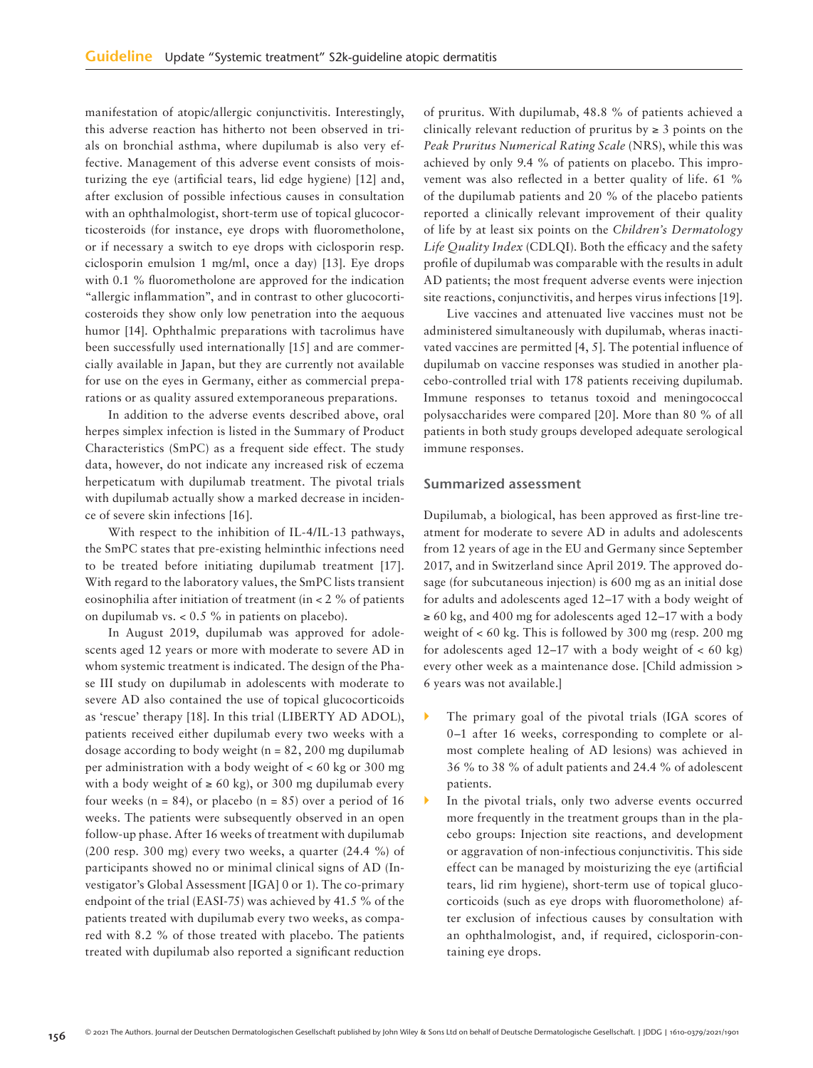manifestation of atopic/allergic conjunctivitis. Interestingly, this adverse reaction has hitherto not been observed in trials on bronchial asthma, where dupilumab is also very effective. Management of this adverse event consists of moisturizing the eye (artificial tears, lid edge hygiene) [12] and, after exclusion of possible infectious causes in consultation with an ophthalmologist, short-term use of topical glucocorticosteroids (for instance, eye drops with fluorometholone, or if necessary a switch to eye drops with ciclosporin resp. ciclosporin emulsion 1 mg/ml, once a day) [13]. Eye drops with 0.1 % fluorometholone are approved for the indication "allergic inflammation", and in contrast to other glucocorticosteroids they show only low penetration into the aequous humor [14]. Ophthalmic preparations with tacrolimus have been successfully used internationally [15] and are commercially available in Japan, but they are currently not available for use on the eyes in Germany, either as commercial preparations or as quality assured extemporaneous preparations.

In addition to the adverse events described above, oral herpes simplex infection is listed in the Summary of Product Characteristics (SmPC) as a frequent side effect. The study data, however, do not indicate any increased risk of eczema herpeticatum with dupilumab treatment. The pivotal trials with dupilumab actually show a marked decrease in incidence of severe skin infections [16].

With respect to the inhibition of IL-4/IL-13 pathways, the SmPC states that pre-existing helminthic infections need to be treated before initiating dupilumab treatment [17]. With regard to the laboratory values, the SmPC lists transient eosinophilia after initiation of treatment (in < 2 % of patients on dupilumab vs. < 0.5 % in patients on placebo).

In August 2019, dupilumab was approved for adolescents aged 12 years or more with moderate to severe AD in whom systemic treatment is indicated. The design of the Phase III study on dupilumab in adolescents with moderate to severe AD also contained the use of topical glucocorticoids as 'rescue' therapy [18]. In this trial (LIBERTY AD ADOL), patients received either dupilumab every two weeks with a dosage according to body weight (n = 82, 200 mg dupilumab per administration with a body weight of < 60 kg or 300 mg with a body weight of ≥ 60 kg), or 300 mg dupilumab every four weeks (n = 84), or placebo (n = 85) over a period of 16 weeks. The patients were subsequently observed in an open follow-up phase. After 16 weeks of treatment with dupilumab (200 resp. 300 mg) every two weeks, a quarter (24.4 %) of participants showed no or minimal clinical signs of AD (Investigator's Global Assessment [IGA] 0 or 1). The co-primary endpoint of the trial (EASI-75) was achieved by 41.5 % of the patients treated with dupilumab every two weeks, as compared with 8.2 % of those treated with placebo. The patients treated with dupilumab also reported a significant reduction of pruritus. With dupilumab, 48.8 % of patients achieved a clinically relevant reduction of pruritus by ≥ 3 points on the *Peak Pruritus Numerical Rating Scale* (NRS), while this was achieved by only 9.4 % of patients on placebo. This improvement was also reflected in a better quality of life. 61 % of the dupilumab patients and 20 % of the placebo patients reported a clinically relevant improvement of their quality of life by at least six points on the *Children's Dermatology Life Quality Index* (CDLQI). Both the efficacy and the safety profile of dupilumab was comparable with the results in adult AD patients; the most frequent adverse events were injection site reactions, conjunctivitis, and herpes virus infections [19].

Live vaccines and attenuated live vaccines must not be administered simultaneously with dupilumab, wheras inactivated vaccines are permitted [4, 5]. The potential influence of dupilumab on vaccine responses was studied in another placebo-controlled trial with 178 patients receiving dupilumab. Immune responses to tetanus toxoid and meningococcal polysaccharides were compared [20]. More than 80 % of all patients in both study groups developed adequate serological immune responses.

### Summarized assessment

Dupilumab, a biological, has been approved as first-line treatment for moderate to severe AD in adults and adolescents from 12 years of age in the EU and Germany since September 2017, and in Switzerland since April 2019. The approved dosage (for subcutaneous injection) is 600 mg as an initial dose for adults and adolescents aged 12–17 with a body weight of ≥ 60 kg, and 400 mg for adolescents aged 12–17 with a body weight of < 60 kg. This is followed by 300 mg (resp. 200 mg for adolescents aged 12–17 with a body weight of < 60 kg) every other week as a maintenance dose. [Child admission > 6 years was not available.]

- The primary goal of the pivotal trials (IGA scores of 0–1 after 16 weeks, corresponding to complete or almost complete healing of AD lesions) was achieved in 36 % to 38 % of adult patients and 24.4 % of adolescent patients.
- In the pivotal trials, only two adverse events occurred more frequently in the treatment groups than in the placebo groups: Injection site reactions, and development or aggravation of non-infectious conjunctivitis. This side effect can be managed by moisturizing the eye (artificial tears, lid rim hygiene), short-term use of topical glucocorticoids (such as eye drops with fluorometholone) after exclusion of infectious causes by consultation with an ophthalmologist, and, if required, ciclosporin-containing eye drops.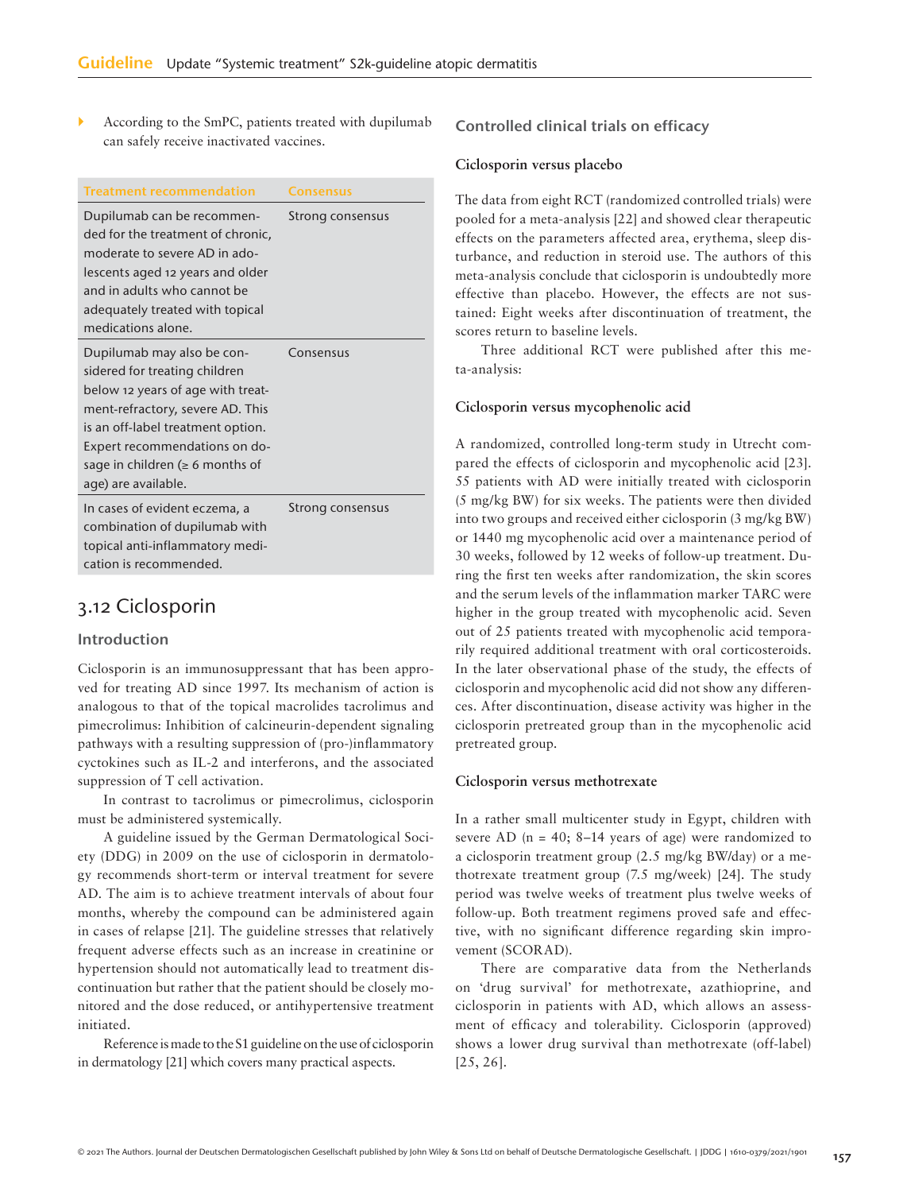- According to the SmPC, patients treated with dupilumab can safely receive inactivated vaccines.

| Treatment recommendation | Consensus |
| --- | --- |
| Dupilumab can be recommended for the treatment of chronic, moderate to severe AD in adolescents aged 12 years and older and in adults who cannot be adequately treated with topical medications alone. | Strong consensus |
| Dupilumab may also be considered for treating children below 12 years of age with treatment-refractory, severe AD. This is an off-label treatment option. Expert recommendations on dosage in children (≥ 6 months of age) are available. | Consensus |
| In cases of evident eczema, a combination of dupilumab with topical anti-inflammatory medication is recommended. | Strong consensus |

## 3.12 Ciclosporin

### Introduction

Ciclosporin is an immunosuppressant that has been approved for treating AD since 1997. Its mechanism of action is analogous to that of the topical macrolides tacrolimus and pimecrolimus: Inhibition of calcineurin-dependent signaling pathways with a resulting suppression of (pro-)inflammatory cyctokines such as IL-2 and interferons, and the associated suppression of T cell activation.

In contrast to tacrolimus or pimecrolimus, ciclosporin must be administered systemically.

A guideline issued by the German Dermatological Society (DDG) in 2009 on the use of ciclosporin in dermatology recommends short-term or interval treatment for severe AD. The aim is to achieve treatment intervals of about four months, whereby the compound can be administered again in cases of relapse [21]. The guideline stresses that relatively frequent adverse effects such as an increase in creatinine or hypertension should not automatically lead to treatment discontinuation but rather that the patient should be closely monitored and the dose reduced, or antihypertensive treatment initiated.

Reference is made to the S1 guideline on the use of ciclosporin in dermatology [21] which covers many practical aspects.

### Controlled clinical trials on efficacy

#### Ciclosporin versus placebo

The data from eight RCT (randomized controlled trials) were pooled for a meta-analysis [22] and showed clear therapeutic effects on the parameters affected area, erythema, sleep disturbance, and reduction in steroid use. The authors of this meta-analysis conclude that ciclosporin is undoubtedly more effective than placebo. However, the effects are not sustained: Eight weeks after discontinuation of treatment, the scores return to baseline levels.

Three additional RCT were published after this meta-analysis:

#### Ciclosporin versus mycophenolic acid

A randomized, controlled long-term study in Utrecht compared the effects of ciclosporin and mycophenolic acid [23]. 55 patients with AD were initially treated with ciclosporin (5 mg/kg BW) for six weeks. The patients were then divided into two groups and received either ciclosporin (3 mg/kg BW) or 1440 mg mycophenolic acid over a maintenance period of 30 weeks, followed by 12 weeks of follow-up treatment. During the first ten weeks after randomization, the skin scores and the serum levels of the inflammation marker TARC were higher in the group treated with mycophenolic acid. Seven out of 25 patients treated with mycophenolic acid temporarily required additional treatment with oral corticosteroids. In the later observational phase of the study, the effects of ciclosporin and mycophenolic acid did not show any differences. After discontinuation, disease activity was higher in the ciclosporin pretreated group than in the mycophenolic acid pretreated group.

#### Ciclosporin versus methotrexate

In a rather small multicenter study in Egypt, children with severe AD (n = 40; 8–14 years of age) were randomized to a ciclosporin treatment group (2.5 mg/kg BW/day) or a methotrexate treatment group (7.5 mg/week) [24]. The study period was twelve weeks of treatment plus twelve weeks of follow-up. Both treatment regimens proved safe and effective, with no significant difference regarding skin improvement (SCORAD).

There are comparative data from the Netherlands on 'drug survival' for methotrexate, azathioprine, and ciclosporin in patients with AD, which allows an assessment of efficacy and tolerability. Ciclosporin (approved) shows a lower drug survival than methotrexate (off-label) [25, 26].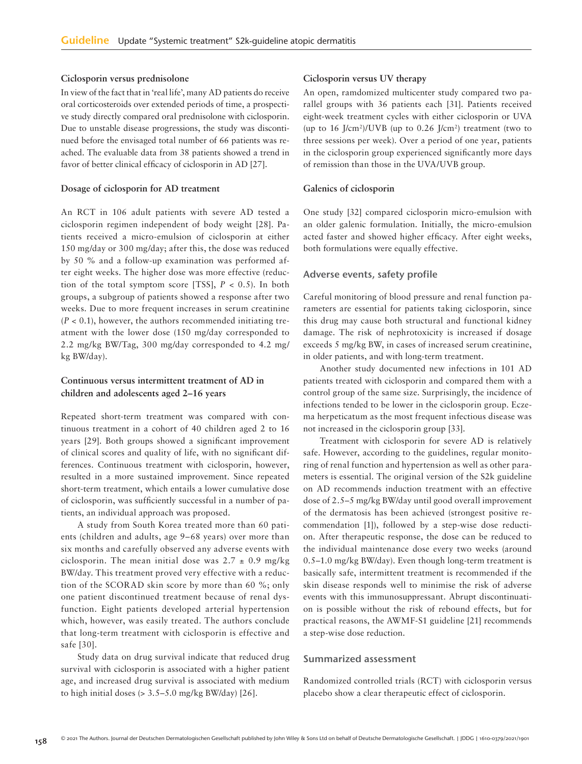### Ciclosporin versus prednisolone

In view of the fact that in 'real life', many AD patients do receive oral corticosteroids over extended periods of time, a prospective study directly compared oral prednisolone with ciclosporin. Due to unstable disease progressions, the study was discontinued before the envisaged total number of 66 patients was reached. The evaluable data from 38 patients showed a trend in favor of better clinical efficacy of ciclosporin in AD [27].

### Dosage of ciclosporin for AD treatment

An RCT in 106 adult patients with severe AD tested a ciclosporin regimen independent of body weight [28]. Patients received a micro-emulsion of ciclosporin at either 150 mg/day or 300 mg/day; after this, the dose was reduced by 50 % and a follow-up examination was performed after eight weeks. The higher dose was more effective (reduction of the total symptom score [TSS], $P < 0.5$). In both groups, a subgroup of patients showed a response after two weeks. Due to more frequent increases in serum creatinine ($P < 0.1$), however, the authors recommended initiating treatment with the lower dose (150 mg/day corresponded to 2.2 mg/kg BW/Tag, 300 mg/day corresponded to 4.2 mg/kg BW/day).

### Continuous versus intermittent treatment of AD in children and adolescents aged 2–16 years

Repeated short-term treatment was compared with continuous treatment in a cohort of 40 children aged 2 to 16 years [29]. Both groups showed a significant improvement of clinical scores and quality of life, with no significant differences. Continuous treatment with ciclosporin, however, resulted in a more sustained improvement. Since repeated short-term treatment, which entails a lower cumulative dose of ciclosporin, was sufficiently successful in a number of patients, an individual approach was proposed.

A study from South Korea treated more than 60 patients (children and adults, age 9–68 years) over more than six months and carefully observed any adverse events with ciclosporin. The mean initial dose was 2.7 ± 0.9 mg/kg BW/day. This treatment proved very effective with a reduction of the SCORAD skin score by more than 60 %; only one patient discontinued treatment because of renal dysfunction. Eight patients developed arterial hypertension which, however, was easily treated. The authors conclude that long-term treatment with ciclosporin is effective and safe [30].

Study data on drug survival indicate that reduced drug survival with ciclosporin is associated with a higher patient age, and increased drug survival is associated with medium to high initial doses (> 3.5–5.0 mg/kg BW/day) [26].

### Ciclosporin versus UV therapy

An open, ramdomized multicenter study compared two parallel groups with 36 patients each [31]. Patients received eight-week treatment cycles with either ciclosporin or UVA (up to 16 J/cm²)/UVB (up to 0.26 J/cm²) treatment (two to three sessions per week). Over a period of one year, patients in the ciclosporin group experienced significantly more days of remission than those in the UVA/UVB group.

### Galenics of ciclosporin

One study [32] compared ciclosporin micro-emulsion with an older galenic formulation. Initially, the micro-emulsion acted faster and showed higher efficacy. After eight weeks, both formulations were equally effective.

## Adverse events, safety profile

Careful monitoring of blood pressure and renal function parameters are essential for patients taking ciclosporin, since this drug may cause both structural and functional kidney damage. The risk of nephrotoxicity is increased if dosage exceeds 5 mg/kg BW, in cases of increased serum creatinine, in older patients, and with long-term treatment.

Another study documented new infections in 101 AD patients treated with ciclosporin and compared them with a control group of the same size. Surprisingly, the incidence of infections tended to be lower in the ciclosporin group. Eczema herpeticatum as the most frequent infectious disease was not increased in the ciclosporin group [33].

Treatment with ciclosporin for severe AD is relatively safe. However, according to the guidelines, regular monitoring of renal function and hypertension as well as other parameters is essential. The original version of the S2k guideline on AD recommends induction treatment with an effective dose of 2.5–5 mg/kg BW/day until good overall improvement of the dermatosis has been achieved (strongest positive recommendation [1]), followed by a step-wise dose reduction. After therapeutic response, the dose can be reduced to the individual maintenance dose every two weeks (around 0.5–1.0 mg/kg BW/day). Even though long-term treatment is basically safe, intermittent treatment is recommended if the skin disease responds well to minimise the risk of adverse events with this immunosuppressant. Abrupt discontinuation is possible without the risk of rebound effects, but for practical reasons, the AWMF-S1 guideline [21] recommends a step-wise dose reduction.

## Summarized assessment

Randomized controlled trials (RCT) with ciclosporin versus placebo show a clear therapeutic effect of ciclosporin.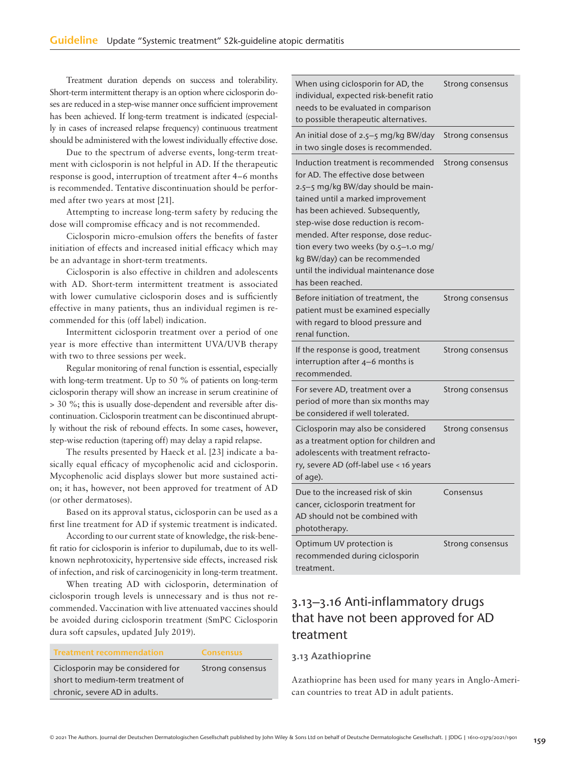Treatment duration depends on success and tolerability. Short-term intermittent therapy is an option where ciclosporin doses are reduced in a step-wise manner once sufficient improvement has been achieved. If long-term treatment is indicated (especially in cases of increased relapse frequency) continuous treatment should be administered with the lowest individually effective dose.

Due to the spectrum of adverse events, long-term treatment with ciclosporin is not helpful in AD. If the therapeutic response is good, interruption of treatment after 4–6 months is recommended. Tentative discontinuation should be performed after two years at most [21].

Attempting to increase long-term safety by reducing the dose will compromise efficacy and is not recommended.

Ciclosporin micro-emulsion offers the benefits of faster initiation of effects and increased initial efficacy which may be an advantage in short-term treatments.

Ciclosporin is also effective in children and adolescents with AD. Short-term intermittent treatment is associated with lower cumulative ciclosporin doses and is sufficiently effective in many patients, thus an individual regimen is recommended for this (off label) indication.

Intermittent ciclosporin treatment over a period of one year is more effective than intermittent UVA/UVB therapy with two to three sessions per week.

Regular monitoring of renal function is essential, especially with long-term treatment. Up to 50 % of patients on long-term ciclosporin therapy will show an increase in serum creatinine of > 30 %; this is usually dose-dependent and reversible after discontinuation. Ciclosporin treatment can be discontinued abruptly without the risk of rebound effects. In some cases, however, step-wise reduction (tapering off) may delay a rapid relapse.

The results presented by Haeck et al. [23] indicate a basically equal efficacy of mycophenolic acid and ciclosporin. Mycophenolic acid displays slower but more sustained action; it has, however, not been approved for treatment of AD (or other dermatoses).

Based on its approval status, ciclosporin can be used as a first line treatment for AD if systemic treatment is indicated.

According to our current state of knowledge, the risk-benefit ratio for ciclosporin is inferior to dupilumab, due to its well-known nephrotoxicity, hypertensive side effects, increased risk of infection, and risk of carcinogenicity in long-term treatment.

When treating AD with ciclosporin, determination of ciclosporin trough levels is unnecessary and is thus not recommended. Vaccination with live attenuated vaccines should be avoided during ciclosporin treatment (SmPC Ciclosporin dura soft capsules, updated July 2019).

| Treatment recommendation | Consensus |
|---|---|
| Ciclosporin may be considered for short to medium-term treatment of chronic, severe AD in adults. | Strong consensus |
| When using ciclosporin for AD, the individual, expected risk-benefit ratio needs to be evaluated in comparison to possible therapeutic alternatives. | Strong consensus |
| An initial dose of 2.5–5 mg/kg BW/day in two single doses is recommended. | Strong consensus |
| Induction treatment is recommended for AD. The effective dose between 2.5–5 mg/kg BW/day should be maintained until a marked improvement has been achieved. Subsequently, step-wise dose reduction is recommended. After response, dose reduction every two weeks (by 0.5–1.0 mg/kg BW/day) can be recommended until the individual maintenance dose has been reached. | Strong consensus |
| Before initiation of treatment, the patient must be examined especially with regard to blood pressure and renal function. | Strong consensus |
| If the response is good, treatment interruption after 4–6 months is recommended. | Strong consensus |
| For severe AD, treatment over a period of more than six months may be considered if well tolerated. | Strong consensus |
| Ciclosporin may also be considered as a treatment option for children and adolescents with treatment refractory, severe AD (off-label use < 16 years of age). | Strong consensus |
| Due to the increased risk of skin cancer, ciclosporin treatment for AD should not be combined with phototherapy. | Consensus |
| Optimum UV protection is recommended during ciclosporin treatment. | Strong consensus |

## 3.13–3.16 Anti-inflammatory drugs that have not been approved for AD treatment

### 3.13 Azathioprine

Azathioprine has been used for many years in Anglo-American countries to treat AD in adult patients.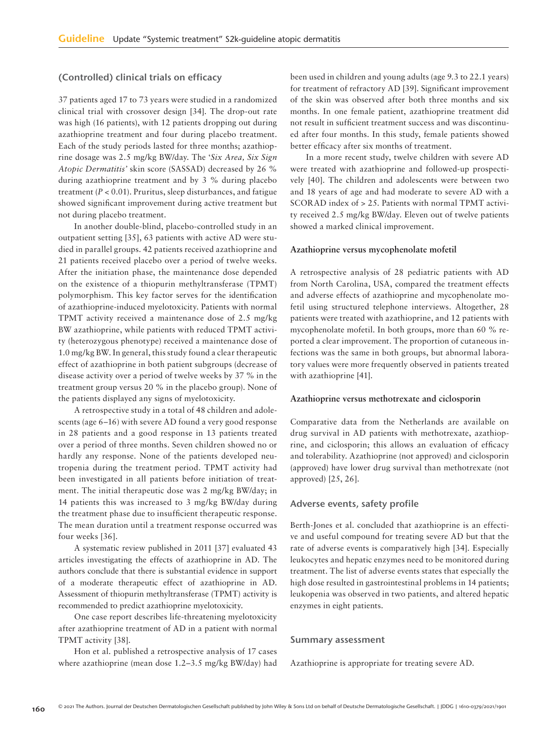## (Controlled) clinical trials on efficacy

37 patients aged 17 to 73 years were studied in a randomized clinical trial with crossover design [34]. The drop-out rate was high (16 patients), with 12 patients dropping out during azathioprine treatment and four during placebo treatment. Each of the study periods lasted for three months; azathioprine dosage was 2.5 mg/kg BW/day. The '*Six Area, Six Sign Atopic Dermatitis'* skin score (SASSAD) decreased by 26 % during azathioprine treatment and by 3 % during placebo treatment ($P < 0.01$). Pruritus, sleep disturbances, and fatigue showed significant improvement during active treatment but not during placebo treatment.

In another double-blind, placebo-controlled study in an outpatient setting [35], 63 patients with active AD were studied in parallel groups. 42 patients received azathioprine and 21 patients received placebo over a period of twelve weeks. After the initiation phase, the maintenance dose depended on the existence of a thiopurin methyltransferase (TPMT) polymorphism. This key factor serves for the identification of azathioprine-induced myelotoxicity. Patients with normal TPMT activity received a maintenance dose of 2.5 mg/kg BW azathioprine, while patients with reduced TPMT activity (heterozygous phenotype) received a maintenance dose of 1.0 mg/kg BW. In general, this study found a clear therapeutic effect of azathioprine in both patient subgroups (decrease of disease activity over a period of twelve weeks by 37 % in the treatment group versus 20 % in the placebo group). None of the patients displayed any signs of myelotoxicity.

A retrospective study in a total of 48 children and adolescents (age 6–16) with severe AD found a very good response in 28 patients and a good response in 13 patients treated over a period of three months. Seven children showed no or hardly any response. None of the patients developed neutropenia during the treatment period. TPMT activity had been investigated in all patients before initiation of treatment. The initial therapeutic dose was 2 mg/kg BW/day; in 14 patients this was increased to 3 mg/kg BW/day during the treatment phase due to insufficient therapeutic response. The mean duration until a treatment response occurred was four weeks [36].

A systematic review published in 2011 [37] evaluated 43 articles investigating the effects of azathioprine in AD. The authors conclude that there is substantial evidence in support of a moderate therapeutic effect of azathioprine in AD. Assessment of thiopurin methyltransferase (TPMT) activity is recommended to predict azathioprine myelotoxicity.

One case report describes life-threatening myelotoxicity after azathioprine treatment of AD in a patient with normal TPMT activity [38].

Hon et al. published a retrospective analysis of 17 cases where azathioprine (mean dose 1.2–3.5 mg/kg BW/day) had been used in children and young adults (age 9.3 to 22.1 years) for treatment of refractory AD [39]. Significant improvement of the skin was observed after both three months and six months. In one female patient, azathioprine treatment did not result in sufficient treatment success and was discontinued after four months. In this study, female patients showed better efficacy after six months of treatment.

In a more recent study, twelve children with severe AD were treated with azathioprine and followed-up prospectively [40]. The children and adolescents were between two and 18 years of age and had moderate to severe AD with a SCORAD index of > 25. Patients with normal TPMT activity received 2.5 mg/kg BW/day. Eleven out of twelve patients showed a marked clinical improvement.

#### Azathioprine versus mycophenolate mofetil

A retrospective analysis of 28 pediatric patients with AD from North Carolina, USA, compared the treatment effects and adverse effects of azathioprine and mycophenolate mofetil using structured telephone interviews. Altogether, 28 patients were treated with azathioprine, and 12 patients with mycophenolate mofetil. In both groups, more than 60 % reported a clear improvement. The proportion of cutaneous infections was the same in both groups, but abnormal laboratory values were more frequently observed in patients treated with azathioprine [41].

#### Azathioprine versus methotrexate and ciclosporin

Comparative data from the Netherlands are available on drug survival in AD patients with methotrexate, azathioprine, and ciclosporin; this allows an evaluation of efficacy and tolerability. Azathioprine (not approved) and ciclosporin (approved) have lower drug survival than methotrexate (not approved) [25, 26].

## Adverse events, safety profile

Berth-Jones et al. concluded that azathioprine is an effective and useful compound for treating severe AD but that the rate of adverse events is comparatively high [34]. Especially leukocytes and hepatic enzymes need to be monitored during treatment. The list of adverse events states that especially the high dose resulted in gastrointestinal problems in 14 patients; leukopenia was observed in two patients, and altered hepatic enzymes in eight patients.

## Summary assessment

Azathioprine is appropriate for treating severe AD.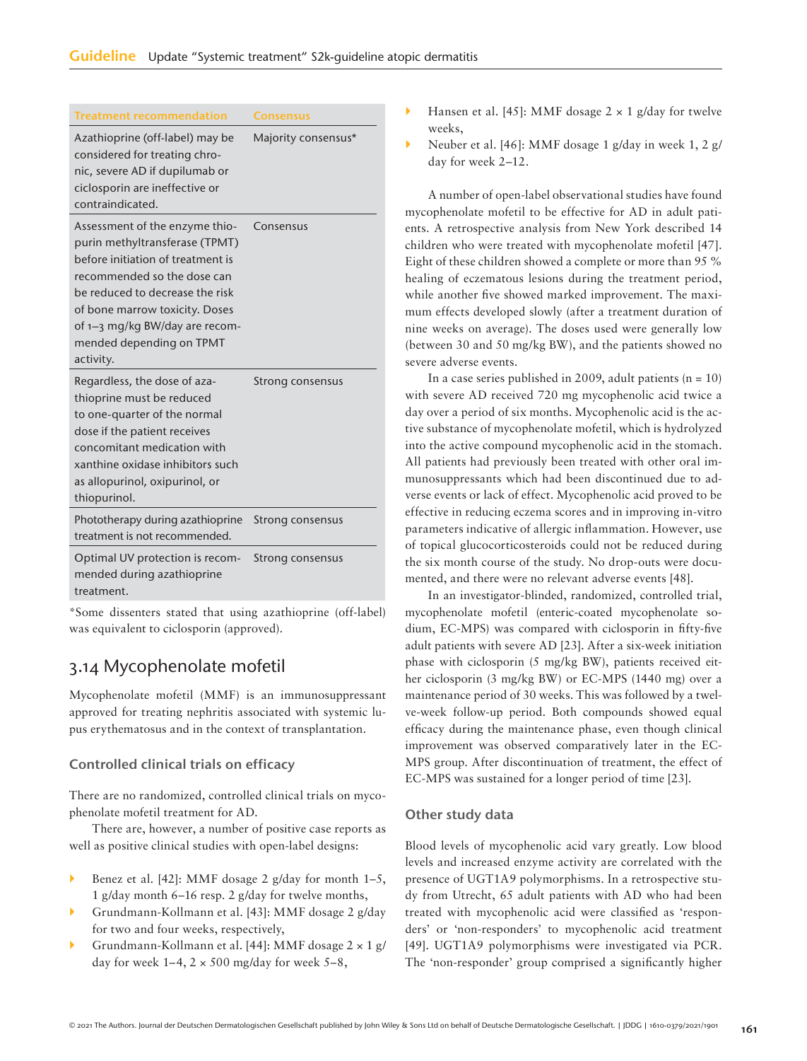| Treatment recommendation | Consensus |
|---|---|
| Azathioprine (off-label) may be considered for treating chronic, severe AD if dupilumab or ciclosporin are ineffective or contraindicated. | Majority consensus* |
| Assessment of the enzyme thiopurin methyltransferase (TPMT) before initiation of treatment is recommended so the dose can be reduced to decrease the risk of bone marrow toxicity. Doses of 1–3 mg/kg BW/day are recommended depending on TPMT activity. | Consensus |
| Regardless, the dose of azathioprine must be reduced to one-quarter of the normal dose if the patient receives concomitant medication with xanthine oxidase inhibitors such as allopurinol, oxipurinol, or thiopurinol. | Strong consensus |
| Phototherapy during azathioprine treatment is not recommended. | Strong consensus |
| Optimal UV protection is recommended during azathioprine treatment. | Strong consensus |

*Some dissenters stated that using azathioprine (off-label) was equivalent to ciclosporin (approved).

## 3.14 Mycophenolate mofetil

Mycophenolate mofetil (MMF) is an immunosuppressant approved for treating nephritis associated with systemic lupus erythematosus and in the context of transplantation.

### Controlled clinical trials on efficacy

There are no randomized, controlled clinical trials on mycophenolate mofetil treatment for AD.

There are, however, a number of positive case reports as well as positive clinical studies with open-label designs:

- Benez et al. [42]: MMF dosage 2 g/day for month 1–5, 1 g/day month 6–16 resp. 2 g/day for twelve months,
- Grundmann-Kollmann et al. [43]: MMF dosage 2 g/day for two and four weeks, respectively,
- Grundmann-Kollmann et al. [44]: MMF dosage 2 × 1 g/day for week 1–4, 2 × 500 mg/day for week 5–8,
- Hansen et al. [45]: MMF dosage 2 × 1 g/day for twelve weeks,
- Neuber et al. [46]: MMF dosage 1 g/day in week 1, 2 g/day for week 2–12.

A number of open-label observational studies have found mycophenolate mofetil to be effective for AD in adult patients. A retrospective analysis from New York described 14 children who were treated with mycophenolate mofetil [47]. Eight of these children showed a complete or more than 95 % healing of eczematous lesions during the treatment period, while another five showed marked improvement. The maximum effects developed slowly (after a treatment duration of nine weeks on average). The doses used were generally low (between 30 and 50 mg/kg BW), and the patients showed no severe adverse events.

In a case series published in 2009, adult patients (n = 10) with severe AD received 720 mg mycophenolic acid twice a day over a period of six months. Mycophenolic acid is the active substance of mycophenolate mofetil, which is hydrolyzed into the active compound mycophenolic acid in the stomach. All patients had previously been treated with other oral immunosuppressants which had been discontinued due to adverse events or lack of effect. Mycophenolic acid proved to be effective in reducing eczema scores and in improving in-vitro parameters indicative of allergic inflammation. However, use of topical glucocorticosteroids could not be reduced during the six month course of the study. No drop-outs were documented, and there were no relevant adverse events [48].

In an investigator-blinded, randomized, controlled trial, mycophenolate mofetil (enteric-coated mycophenolate sodium, EC-MPS) was compared with ciclosporin in fifty-five adult patients with severe AD [23]. After a six-week initiation phase with ciclosporin (5 mg/kg BW), patients received either ciclosporin (3 mg/kg BW) or EC-MPS (1440 mg) over a maintenance period of 30 weeks. This was followed by a twelve-week follow-up period. Both compounds showed equal efficacy during the maintenance phase, even though clinical improvement was observed comparatively later in the EC-MPS group. After discontinuation of treatment, the effect of EC-MPS was sustained for a longer period of time [23].

### Other study data

Blood levels of mycophenolic acid vary greatly. Low blood levels and increased enzyme activity are correlated with the presence of UGT1A9 polymorphisms. In a retrospective study from Utrecht, 65 adult patients with AD who had been treated with mycophenolic acid were classified as 'responders' or 'non-responders' to mycophenolic acid treatment [49]. UGT1A9 polymorphisms were investigated via PCR. The 'non-responder' group comprised a significantly higher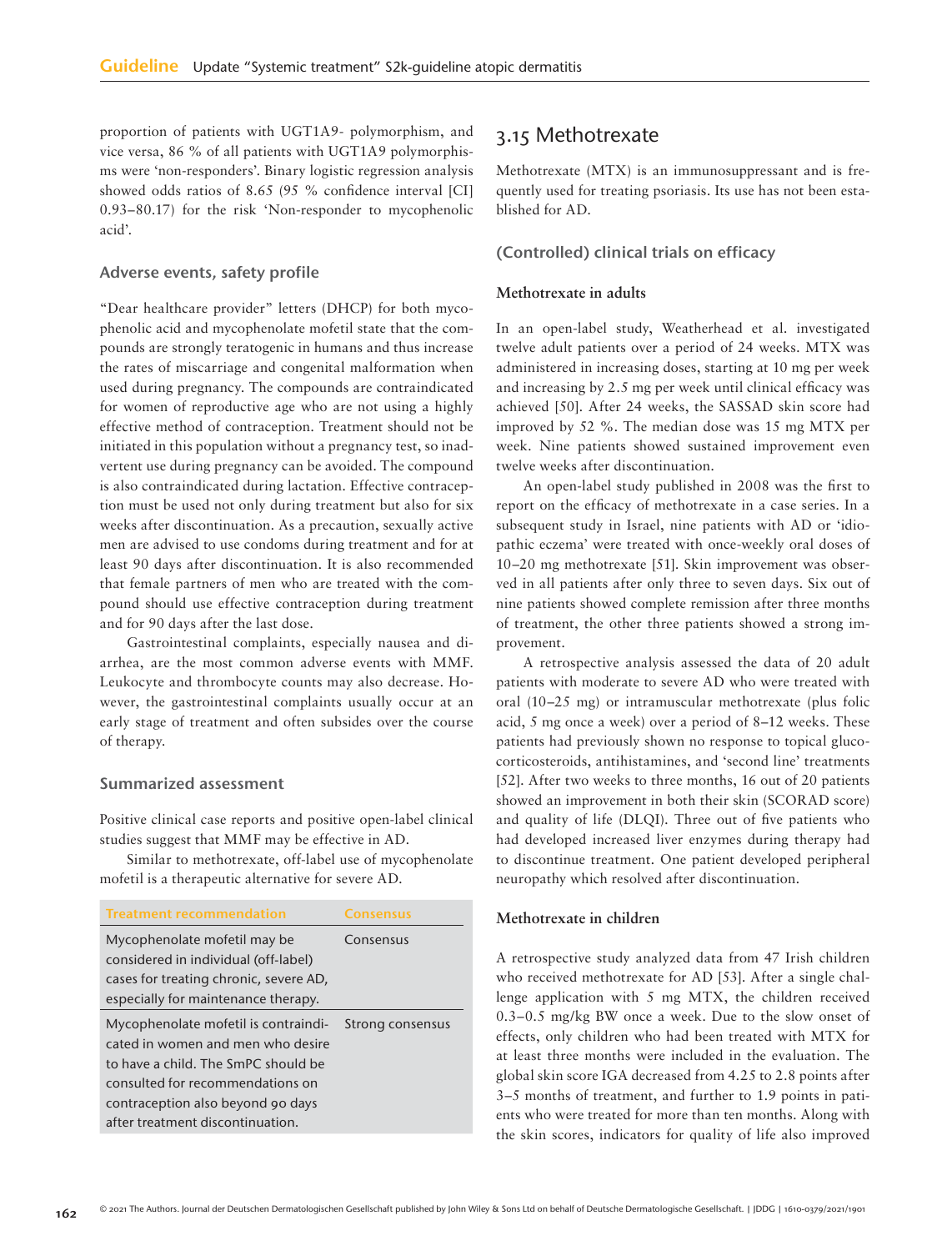proportion of patients with UGT1A9- polymorphism, and vice versa, 86 % of all patients with UGT1A9 polymorphisms were 'non-responders'. Binary logistic regression analysis showed odds ratios of 8.65 (95 % confidence interval [CI] 0.93–80.17) for the risk 'Non-responder to mycophenolic acid'.

### Adverse events, safety profile

"Dear healthcare provider" letters (DHCP) for both mycophenolic acid and mycophenolate mofetil state that the compounds are strongly teratogenic in humans and thus increase the rates of miscarriage and congenital malformation when used during pregnancy. The compounds are contraindicated for women of reproductive age who are not using a highly effective method of contraception. Treatment should not be initiated in this population without a pregnancy test, so inadvertent use during pregnancy can be avoided. The compound is also contraindicated during lactation. Effective contraception must be used not only during treatment but also for six weeks after discontinuation. As a precaution, sexually active men are advised to use condoms during treatment and for at least 90 days after discontinuation. It is also recommended that female partners of men who are treated with the compound should use effective contraception during treatment and for 90 days after the last dose.

Gastrointestinal complaints, especially nausea and diarrhea, are the most common adverse events with MMF. Leukocyte and thrombocyte counts may also decrease. However, the gastrointestinal complaints usually occur at an early stage of treatment and often subsides over the course of therapy.

### Summarized assessment

Positive clinical case reports and positive open-label clinical studies suggest that MMF may be effective in AD.

Similar to methotrexate, off-label use of mycophenolate mofetil is a therapeutic alternative for severe AD.

| Treatment recommendation | Consensus |
| --- | --- |
| Mycophenolate mofetil may be considered in individual (off-label) cases for treating chronic, severe AD, especially for maintenance therapy. | Consensus |
| Mycophenolate mofetil is contraindicated in women and men who desire to have a child. The SmPC should be consulted for recommendations on contraception also beyond 90 days after treatment discontinuation. | Strong consensus |

## 3.15 Methotrexate

Methotrexate (MTX) is an immunosuppressant and is frequently used for treating psoriasis. Its use has not been established for AD.

### (Controlled) clinical trials on efficacy

#### Methotrexate in adults

In an open-label study, Weatherhead et al. investigated twelve adult patients over a period of 24 weeks. MTX was administered in increasing doses, starting at 10 mg per week and increasing by 2.5 mg per week until clinical efficacy was achieved [50]. After 24 weeks, the SASSAD skin score had improved by 52 %. The median dose was 15 mg MTX per week. Nine patients showed sustained improvement even twelve weeks after discontinuation.

An open-label study published in 2008 was the first to report on the efficacy of methotrexate in a case series. In a subsequent study in Israel, nine patients with AD or 'idiopathic eczema' were treated with once-weekly oral doses of 10–20 mg methotrexate [51]. Skin improvement was observed in all patients after only three to seven days. Six out of nine patients showed complete remission after three months of treatment, the other three patients showed a strong improvement.

A retrospective analysis assessed the data of 20 adult patients with moderate to severe AD who were treated with oral (10–25 mg) or intramuscular methotrexate (plus folic acid, 5 mg once a week) over a period of 8–12 weeks. These patients had previously shown no response to topical glucocorticosteroids, antihistamines, and 'second line' treatments [52]. After two weeks to three months, 16 out of 20 patients showed an improvement in both their skin (SCORAD score) and quality of life (DLQI). Three out of five patients who had developed increased liver enzymes during therapy had to discontinue treatment. One patient developed peripheral neuropathy which resolved after discontinuation.

#### Methotrexate in children

A retrospective study analyzed data from 47 Irish children who received methotrexate for AD [53]. After a single challenge application with 5 mg MTX, the children received 0.3–0.5 mg/kg BW once a week. Due to the slow onset of effects, only children who had been treated with MTX for at least three months were included in the evaluation. The global skin score IGA decreased from 4.25 to 2.8 points after 3–5 months of treatment, and further to 1.9 points in patients who were treated for more than ten months. Along with the skin scores, indicators for quality of life also improved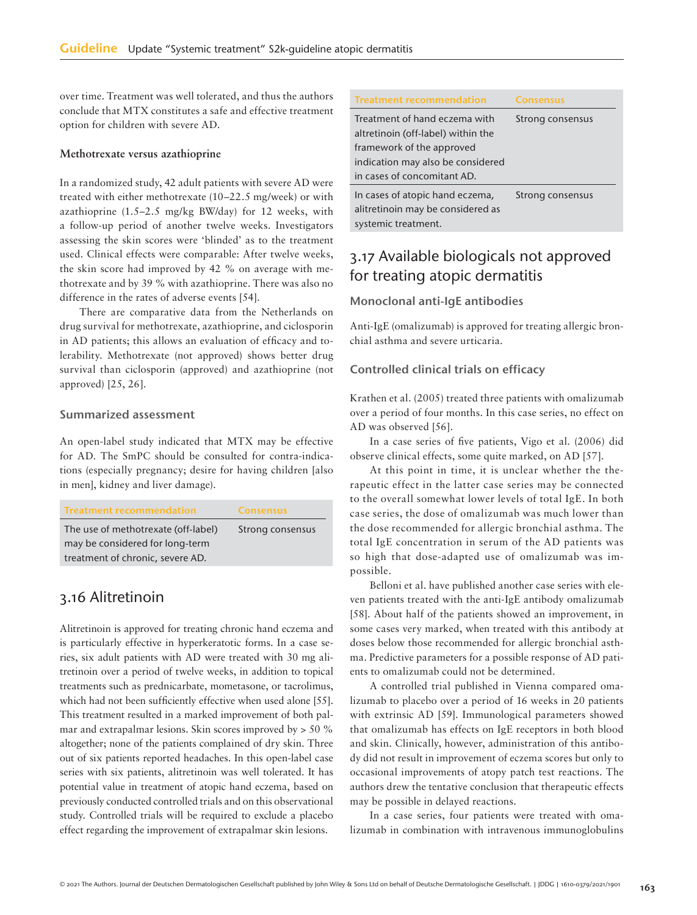over time. Treatment was well tolerated, and thus the authors conclude that MTX constitutes a safe and effective treatment option for children with severe AD.

**Methotrexate versus azathioprine**

In a randomized study, 42 adult patients with severe AD were treated with either methotrexate (10–22.5 mg/week) or with azathioprine (1.5–2.5 mg/kg BW/day) for 12 weeks, with a follow-up period of another twelve weeks. Investigators assessing the skin scores were 'blinded' as to the treatment used. Clinical effects were comparable: After twelve weeks, the skin score had improved by 42 % on average with methotrexate and by 39 % with azathioprine. There was also no difference in the rates of adverse events [54].

There are comparative data from the Netherlands on drug survival for methotrexate, azathioprine, and ciclosporin in AD patients; this allows an evaluation of efficacy and tolerability. Methotrexate (not approved) shows better drug survival than ciclosporin (approved) and azathioprine (not approved) [25, 26].

### Summarized assessment

An open-label study indicated that MTX may be effective for AD. The SmPC should be consulted for contra-indications (especially pregnancy; desire for having children [also in men], kidney and liver damage).

| Treatment recommendation | Consensus |
| --- | --- |
| The use of methotrexate (off-label) may be considered for long-term treatment of chronic, severe AD. | Strong consensus |

## 3.16 Alitretinoin

Alitretinoin is approved for treating chronic hand eczema and is particularly effective in hyperkeratotic forms. In a case series, six adult patients with AD were treated with 30 mg alitretinoin over a period of twelve weeks, in addition to topical treatments such as prednicarbate, mometasone, or tacrolimus, which had not been sufficiently effective when used alone [55]. This treatment resulted in a marked improvement of both palmar and extrapalmar lesions. Skin scores improved by > 50 % altogether; none of the patients complained of dry skin. Three out of six patients reported headaches. In this open-label case series with six patients, alitretinoin was well tolerated. It has potential value in treatment of atopic hand eczema, based on previously conducted controlled trials and on this observational study. Controlled trials will be required to exclude a placebo effect regarding the improvement of extrapalmar skin lesions.

| Treatment recommendation | Consensus |
| --- | --- |
| Treatment of hand eczema with alitretinoin (off-label) within the framework of the approved indication may also be considered in cases of concomitant AD. | Strong consensus |
| In cases of atopic hand eczema, alitretinoin may be considered as systemic treatment. | Strong consensus |

## 3.17 Available biologicals not approved for treating atopic dermatitis

### Monoclonal anti-IgE antibodies

Anti-IgE (omalizumab) is approved for treating allergic bronchial asthma and severe urticaria.

### Controlled clinical trials on efficacy

Krathen et al. (2005) treated three patients with omalizumab over a period of four months. In this case series, no effect on AD was observed [56].

In a case series of five patients, Vigo et al. (2006) did observe clinical effects, some quite marked, on AD [57].

At this point in time, it is unclear whether the therapeutic effect in the latter case series may be connected to the overall somewhat lower levels of total IgE. In both case series, the dose of omalizumab was much lower than the dose recommended for allergic bronchial asthma. The total IgE concentration in serum of the AD patients was so high that dose-adapted use of omalizumab was impossible.

Belloni et al. have published another case series with eleven patients treated with the anti-IgE antibody omalizumab [58]. About half of the patients showed an improvement, in some cases very marked, when treated with this antibody at doses below those recommended for allergic bronchial asthma. Predictive parameters for a possible response of AD patients to omalizumab could not be determined.

A controlled trial published in Vienna compared omalizumab to placebo over a period of 16 weeks in 20 patients with extrinsic AD [59]. Immunological parameters showed that omalizumab has effects on IgE receptors in both blood and skin. Clinically, however, administration of this antibody did not result in improvement of eczema scores but only to occasional improvements of atopy patch test reactions. The authors drew the tentative conclusion that therapeutic effects may be possible in delayed reactions.

In a case series, four patients were treated with omalizumab in combination with intravenous immunoglobulins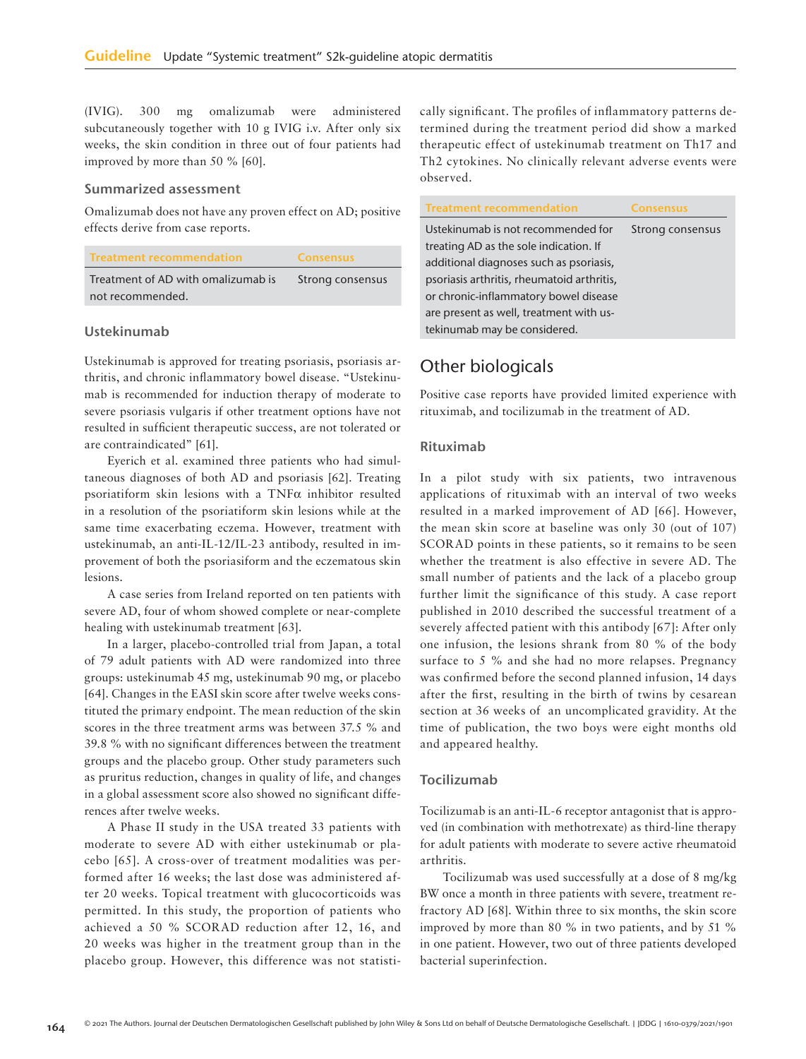(IVIG). 300 mg omalizumab were administered subcutaneously together with 10 g IVIG i.v. After only six weeks, the skin condition in three out of four patients had improved by more than 50 % [60].

### Summarized assessment

Omalizumab does not have any proven effect on AD; positive effects derive from case reports.

| Treatment recommendation | Consensus |
| --- | --- |
| Treatment of AD with omalizumab is not recommended. | Strong consensus |

### Ustekinumab

Ustekinumab is approved for treating psoriasis, psoriasis arthritis, and chronic inflammatory bowel disease. "Ustekinumab is recommended for induction therapy of moderate to severe psoriasis vulgaris if other treatment options have not resulted in sufficient therapeutic success, are not tolerated or are contraindicated" [61].

Eyerich et al. examined three patients who had simultaneous diagnoses of both AD and psoriasis [62]. Treating psoriatiform skin lesions with a TNFα inhibitor resulted in a resolution of the psoriatiform skin lesions while at the same time exacerbating eczema. However, treatment with ustekinumab, an anti-IL-12/IL-23 antibody, resulted in improvement of both the psoriasiform and the eczematous skin lesions.

A case series from Ireland reported on ten patients with severe AD, four of whom showed complete or near-complete healing with ustekinumab treatment [63].

In a larger, placebo-controlled trial from Japan, a total of 79 adult patients with AD were randomized into three groups: ustekinumab 45 mg, ustekinumab 90 mg, or placebo [64]. Changes in the EASI skin score after twelve weeks constituted the primary endpoint. The mean reduction of the skin scores in the three treatment arms was between 37.5 % and 39.8 % with no significant differences between the treatment groups and the placebo group. Other study parameters such as pruritus reduction, changes in quality of life, and changes in a global assessment score also showed no significant differences after twelve weeks.

A Phase II study in the USA treated 33 patients with moderate to severe AD with either ustekinumab or placebo [65]. A cross-over of treatment modalities was performed after 16 weeks; the last dose was administered after 20 weeks. Topical treatment with glucocorticoids was permitted. In this study, the proportion of patients who achieved a 50 % SCORAD reduction after 12, 16, and 20 weeks was higher in the treatment group than in the placebo group. However, this difference was not statistically significant. The profiles of inflammatory patterns determined during the treatment period did show a marked therapeutic effect of ustekinumab treatment on Th17 and Th2 cytokines. No clinically relevant adverse events were observed.

| Treatment recommendation | Consensus |
| --- | --- |
| Ustekinumab is not recommended for treating AD as the sole indication. If additional diagnoses such as psoriasis, psoriasis arthritis, rheumatoid arthritis, or chronic-inflammatory bowel disease are present as well, treatment with ustekinumab may be considered. | Strong consensus |

## Other biologicals

Positive case reports have provided limited experience with rituximab, and tocilizumab in the treatment of AD.

### Rituximab

In a pilot study with six patients, two intravenous applications of rituximab with an interval of two weeks resulted in a marked improvement of AD [66]. However, the mean skin score at baseline was only 30 (out of 107) SCORAD points in these patients, so it remains to be seen whether the treatment is also effective in severe AD. The small number of patients and the lack of a placebo group further limit the significance of this study. A case report published in 2010 described the successful treatment of a severely affected patient with this antibody [67]: After only one infusion, the lesions shrank from 80 % of the body surface to 5 % and she had no more relapses. Pregnancy was confirmed before the second planned infusion, 14 days after the first, resulting in the birth of twins by cesarean section at 36 weeks of an uncomplicated gravidity. At the time of publication, the two boys were eight months old and appeared healthy.

### Tocilizumab

Tocilizumab is an anti-IL-6 receptor antagonist that is approved (in combination with methotrexate) as third-line therapy for adult patients with moderate to severe active rheumatoid arthritis.

Tocilizumab was used successfully at a dose of 8 mg/kg BW once a month in three patients with severe, treatment refractory AD [68]. Within three to six months, the skin score improved by more than 80 % in two patients, and by 51 % in one patient. However, two out of three patients developed bacterial superinfection.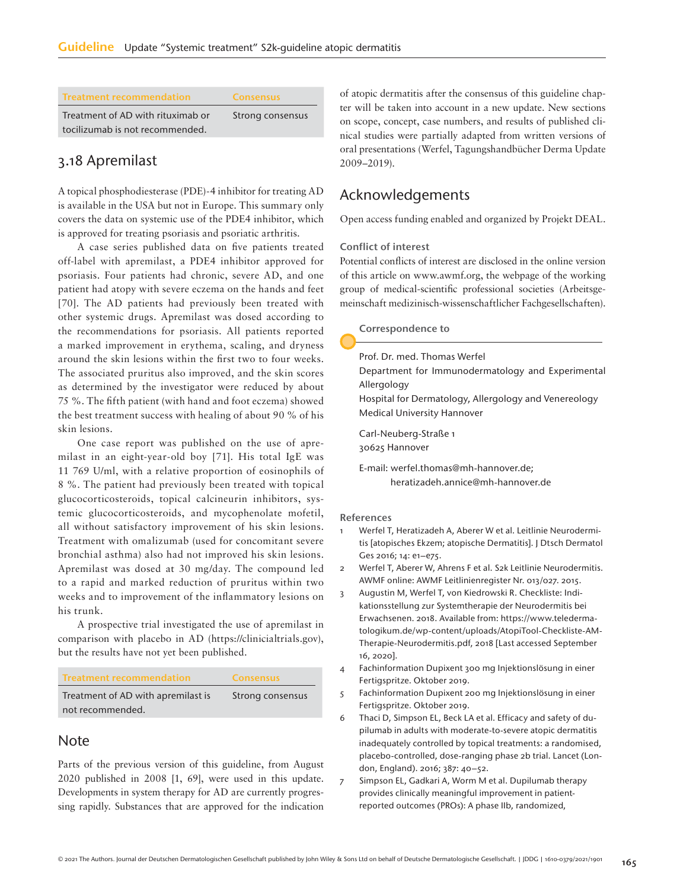| Treatment recommendation | Consensus |
|---|---|
| Treatment of AD with rituximab or tocilizumab is not recommended. | Strong consensus |

## 3.18 Apremilast

A topical phosphodiesterase (PDE)-4 inhibitor for treating AD is available in the USA but not in Europe. This summary only covers the data on systemic use of the PDE4 inhibitor, which is approved for treating psoriasis and psoriatic arthritis.

A case series published data on five patients treated off-label with apremilast, a PDE4 inhibitor approved for psoriasis. Four patients had chronic, severe AD, and one patient had atopy with severe eczema on the hands and feet [70]. The AD patients had previously been treated with other systemic drugs. Apremilast was dosed according to the recommendations for psoriasis. All patients reported a marked improvement in erythema, scaling, and dryness around the skin lesions within the first two to four weeks. The associated pruritus also improved, and the skin scores as determined by the investigator were reduced by about 75 %. The fifth patient (with hand and foot eczema) showed the best treatment success with healing of about 90 % of his skin lesions.

One case report was published on the use of apremilast in an eight-year-old boy [71]. His total IgE was 11 769 U/ml, with a relative proportion of eosinophils of 8 %. The patient had previously been treated with topical glucocorticosteroids, topical calcineurin inhibitors, systemic glucocorticosteroids, and mycophenolate mofetil, all without satisfactory improvement of his skin lesions. Treatment with omalizumab (used for concomitant severe bronchial asthma) also had not improved his skin lesions. Apremilast was dosed at 30 mg/day. The compound led to a rapid and marked reduction of pruritus within two weeks and to improvement of the inflammatory lesions on his trunk.

A prospective trial investigated the use of apremilast in comparison with placebo in AD (https://clinicialtrials.gov), but the results have not yet been published.

| Treatment recommendation | Consensus |
|---|---|
| Treatment of AD with apremilast is not recommended. | Strong consensus |

## Note

Parts of the previous version of this guideline, from August 2020 published in 2008 [1, 69], were used in this update. Developments in system therapy for AD are currently progressing rapidly. Substances that are approved for the indication of atopic dermatitis after the consensus of this guideline chapter will be taken into account in a new update. New sections on scope, concept, case numbers, and results of published clinical studies were partially adapted from written versions of oral presentations (Werfel, Tagungshandbücher Derma Update 2009–2019).

## Acknowledgements

Open access funding enabled and organized by Projekt DEAL.

### Conflict of interest

Potential conflicts of interest are disclosed in the online version of this article on www.awmf.org, the webpage of the working group of medical-scientific professional societies (Arbeitsgemeinschaft medizinisch-wissenschaftlicher Fachgesellschaften).

### Correspondence to

Prof. Dr. med. Thomas Werfel
Department for Immunodermatology and Experimental Allergology
Hospital for Dermatology, Allergology and Venereology
Medical University Hannover

Carl-Neuberg-Straße 1
30625 Hannover

E-mail: werfel.thomas@mh-hannover.de; heratizadeh.annice@mh-hannover.de

### References

1. Werfel T, Heratizadeh A, Aberer W et al. Leitlinie Neurodermitis [atopisches Ekzem; atopische Dermatitis]. J Dtsch Dermatol Ges 2016; 14: e1–e75.
2. Werfel T, Aberer W, Ahrens F et al. S2k Leitlinie Neurodermitis. AWMF online: AWMF Leitlinienregister Nr. 013/027. 2015.
3. Augustin M, Werfel T, von Kiedrowski R. Checkliste: Indikationsstellung zur Systemtherapie der Neurodermitis bei Erwachsenen. 2018. Available from: https://www.telederma­tologikum.de/wp-content/uploads/AtopiTool-Checkliste-AM-Therapie-Neurodermitis.pdf, 2018 [Last accessed September 16, 2020].
4. Fachinformation Dupixent 300 mg Injektionslösung in einer Fertigspritze. Oktober 2019.
5. Fachinformation Dupixent 200 mg Injektionslösung in einer Fertigspritze. Oktober 2019.
6. Thaci D, Simpson EL, Beck LA et al. Efficacy and safety of dupilumab in adults with moderate-to-severe atopic dermatitis inadequately controlled by topical treatments: a randomised, placebo-controlled, dose-ranging phase 2b trial. Lancet (London, England). 2016; 387: 40–52.
7. Simpson EL, Gadkari A, Worm M et al. Dupilumab therapy provides clinically meaningful improvement in patient-reported outcomes (PROs): A phase IIb, randomized,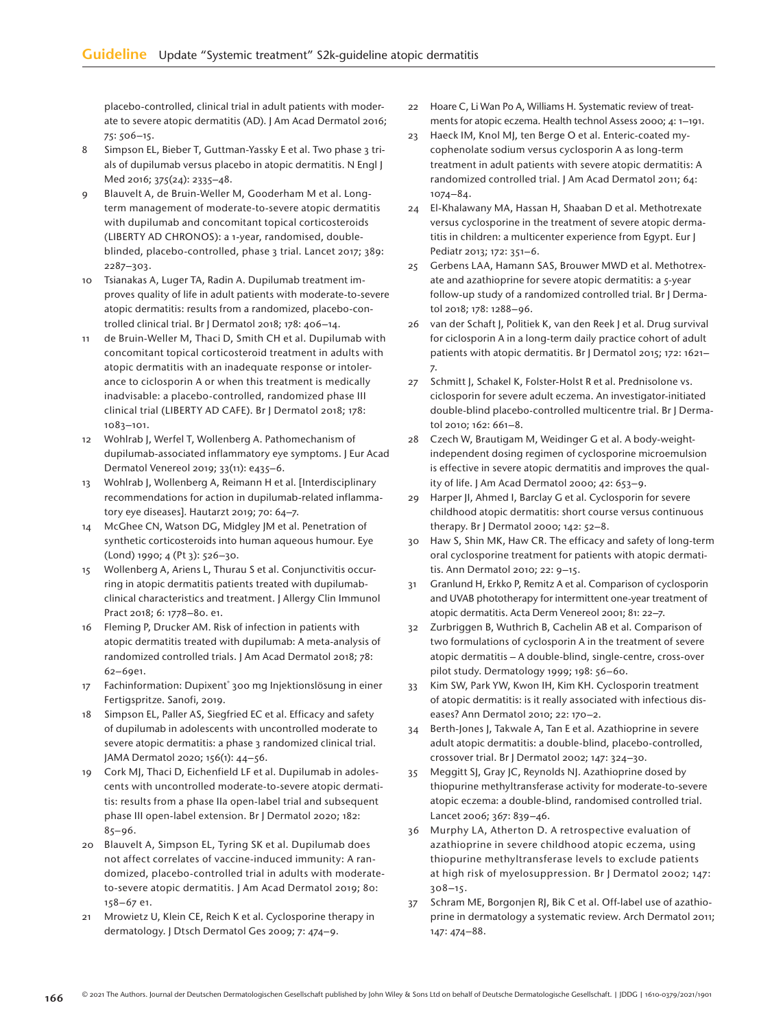placebo-controlled, clinical trial in adult patients with moderate to severe atopic dermatitis (AD). J Am Acad Dermatol 2016; 75: 506–15.

8 Simpson EL, Bieber T, Guttman-Yassky E et al. Two phase 3 trials of dupilumab versus placebo in atopic dermatitis. N Engl J Med 2016; 375(24): 2335–48.

9 Blauvelt A, de Bruin-Weller M, Gooderham M et al. Long-term management of moderate-to-severe atopic dermatitis with dupilumab and concomitant topical corticosteroids (LIBERTY AD CHRONOS): a 1-year, randomised, double-blinded, placebo-controlled, phase 3 trial. Lancet 2017; 389: 2287–303.

10 Tsianakas A, Luger TA, Radin A. Dupilumab treatment improves quality of life in adult patients with moderate-to-severe atopic dermatitis: results from a randomized, placebo-controlled clinical trial. Br J Dermatol 2018; 178: 406–14.

11 de Bruin-Weller M, Thaci D, Smith CH et al. Dupilumab with concomitant topical corticosteroid treatment in adults with atopic dermatitis with an inadequate response or intolerance to ciclosporin A or when this treatment is medically inadvisable: a placebo-controlled, randomized phase III clinical trial (LIBERTY AD CAFE). Br J Dermatol 2018; 178: 1083–101.

12 Wohlrab J, Werfel T, Wollenberg A. Pathomechanism of dupilumab-associated inflammatory eye symptoms. J Eur Acad Dermatol Venereol 2019; 33(11): e435–6.

13 Wohlrab J, Wollenberg A, Reimann H et al. [Interdisciplinary recommendations for action in dupilumab-related inflammatory eye diseases]. Hautarzt 2019; 70: 64–7.

14 McGhee CN, Watson DG, Midgley JM et al. Penetration of synthetic corticosteroids into human aqueous humour. Eye (Lond) 1990; 4 (Pt 3): 526–30.

15 Wollenberg A, Ariens L, Thurau S et al. Conjunctivitis occurring in atopic dermatitis patients treated with dupilumab-clinical characteristics and treatment. J Allergy Clin Immunol Pract 2018; 6: 1778–80. e1.

16 Fleming P, Drucker AM. Risk of infection in patients with atopic dermatitis treated with dupilumab: A meta-analysis of randomized controlled trials. J Am Acad Dermatol 2018; 78: 62–69e1.

17 Fachinformation: Dupixent® 300 mg Injektionslösung in einer Fertigspritze. Sanofi, 2019.

18 Simpson EL, Paller AS, Siegfried EC et al. Efficacy and safety of dupilumab in adolescents with uncontrolled moderate to severe atopic dermatitis: a phase 3 randomized clinical trial. JAMA Dermatol 2020; 156(1): 44–56.

19 Cork MJ, Thaci D, Eichenfield LF et al. Dupilumab in adolescents with uncontrolled moderate-to-severe atopic dermatitis: results from a phase IIa open-label trial and subsequent phase III open-label extension. Br J Dermatol 2020; 182: 85–96.

20 Blauvelt A, Simpson EL, Tyring SK et al. Dupilumab does not affect correlates of vaccine-induced immunity: A randomized, placebo-controlled trial in adults with moderate-to-severe atopic dermatitis. J Am Acad Dermatol 2019; 80: 158–67 e1.

21 Mrowietz U, Klein CE, Reich K et al. Cyclosporine therapy in dermatology. J Dtsch Dermatol Ges 2009; 7: 474–9.

22 Hoare C, Li Wan Po A, Williams H. Systematic review of treatments for atopic eczema. Health technol Assess 2000; 4: 1–191.

23 Haeck IM, Knol MJ, ten Berge O et al. Enteric-coated mycophenolate sodium versus cyclosporin A as long-term treatment in adult patients with severe atopic dermatitis: A randomized controlled trial. J Am Acad Dermatol 2011; 64: 1074–84.

24 El-Khalawany MA, Hassan H, Shaaban D et al. Methotrexate versus cyclosporine in the treatment of severe atopic dermatitis in children: a multicenter experience from Egypt. Eur J Pediatr 2013; 172: 351–6.

25 Gerbens LAA, Hamann SAS, Brouwer MWD et al. Methotrexate and azathioprine for severe atopic dermatitis: a 5-year follow-up study of a randomized controlled trial. Br J Dermatol 2018; 178: 1288–96.

26 van der Schaft J, Politiek K, van den Reek J et al. Drug survival for ciclosporin A in a long-term daily practice cohort of adult patients with atopic dermatitis. Br J Dermatol 2015; 172: 1621–7.

27 Schmitt J, Schakel K, Folster-Holst R et al. Prednisolone vs. ciclosporin for severe adult eczema. An investigator-initiated double-blind placebo-controlled multicentre trial. Br J Dermatol 2010; 162: 661–8.

28 Czech W, Brautigam M, Weidinger G et al. A body-weight-independent dosing regimen of cyclosporine microemulsion is effective in severe atopic dermatitis and improves the quality of life. J Am Acad Dermatol 2000; 42: 653–9.

29 Harper JI, Ahmed I, Barclay G et al. Cyclosporin for severe childhood atopic dermatitis: short course versus continuous therapy. Br J Dermatol 2000; 142: 52–8.

30 Haw S, Shin MK, Haw CR. The efficacy and safety of long-term oral cyclosporine treatment for patients with atopic dermatitis. Ann Dermatol 2010; 22: 9–15.

31 Granlund H, Erkko P, Remitz A et al. Comparison of cyclosporin and UVAB phototherapy for intermittent one-year treatment of atopic dermatitis. Acta Derm Venereol 2001; 81: 22–7.

32 Zurbriggen B, Wuthrich B, Cachelin AB et al. Comparison of two formulations of cyclosporin A in the treatment of severe atopic dermatitis – A double-blind, single-centre, cross-over pilot study. Dermatology 1999; 198: 56–60.

33 Kim SW, Park YW, Kwon IH, Kim KH. Cyclosporin treatment of atopic dermatitis: is it really associated with infectious diseases? Ann Dermatol 2010; 22: 170–2.

34 Berth-Jones J, Takwale A, Tan E et al. Azathioprine in severe adult atopic dermatitis: a double-blind, placebo-controlled, crossover trial. Br J Dermatol 2002; 147: 324–30.

35 Meggitt SJ, Gray JC, Reynolds NJ. Azathioprine dosed by thiopurine methyltransferase activity for moderate-to-severe atopic eczema: a double-blind, randomised controlled trial. Lancet 2006; 367: 839–46.

36 Murphy LA, Atherton D. A retrospective evaluation of azathioprine in severe childhood atopic eczema, using thiopurine methyltransferase levels to exclude patients at high risk of myelosuppression. Br J Dermatol 2002; 147: 308–15.

37 Schram ME, Borgonjen RJ, Bik C et al. Off-label use of azathioprine in dermatology a systematic review. Arch Dermatol 2011; 147: 474–88.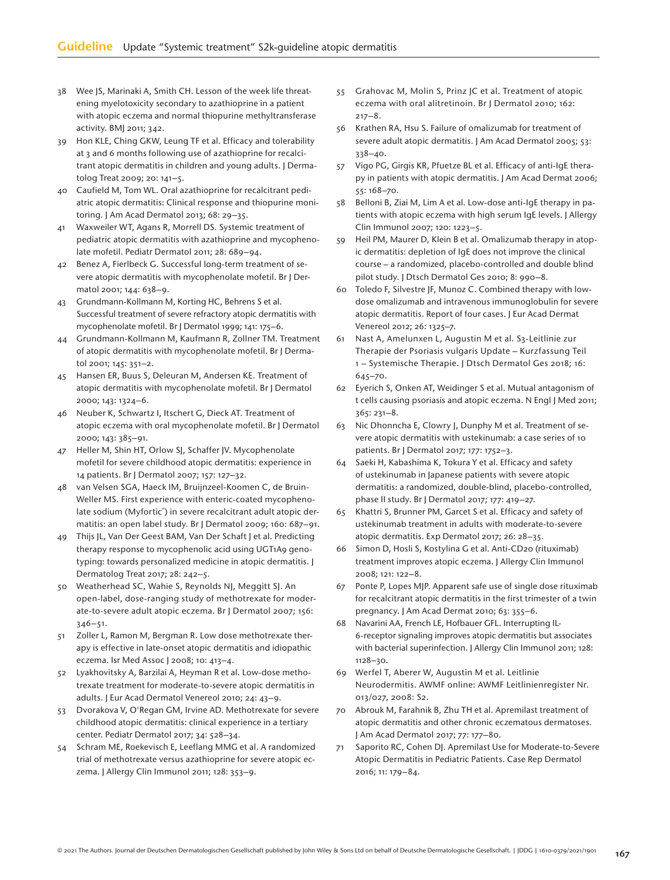38 Wee JS, Marinaki A, Smith CH. Lesson of the week life threatening myelotoxicity secondary to azathioprine in a patient with atopic eczema and normal thiopurine methyltransferase activity. BMJ 2011; 342.

39 Hon KLE, Ching GKW, Leung TF et al. Efficacy and tolerability at 3 and 6 months following use of azathioprine for recalcitrant atopic dermatitis in children and young adults. J Dermatolog Treat 2009; 20: 141–5.

40 Caufield M, Tom WL. Oral azathioprine for recalcitrant pediatric atopic dermatitis: Clinical response and thiopurine monitoring. J Am Acad Dermatol 2013; 68: 29–35.

41 Waxweiler WT, Agans R, Morrell DS. Systemic treatment of pediatric atopic dermatitis with azathioprine and mycophenolate mofetil. Pediatr Dermatol 2011; 28: 689–94.

42 Benez A, Fierlbeck G. Successful long-term treatment of severe atopic dermatitis with mycophenolate mofetil. Br J Dermatol 2001; 144: 638–9.

43 Grundmann-Kollmann M, Korting HC, Behrens S et al. Successful treatment of severe refractory atopic dermatitis with mycophenolate mofetil. Br J Dermatol 1999; 141: 175–6.

44 Grundmann-Kollmann M, Kaufmann R, Zollner TM. Treatment of atopic dermatitis with mycophenolate mofetil. Br J Dermatol 2001; 145: 351–2.

45 Hansen ER, Buus S, Deleuran M, Andersen KE. Treatment of atopic dermatitis with mycophenolate mofetil. Br J Dermatol 2000; 143: 1324–6.

46 Neuber K, Schwartz I, Itschert G, Dieck AT. Treatment of atopic eczema with oral mycophenolate mofetil. Br J Dermatol 2000; 143: 385–91.

47 Heller M, Shin HT, Orlow SJ, Schaffer JV. Mycophenolate mofetil for severe childhood atopic dermatitis: experience in 14 patients. Br J Dermatol 2007; 157: 127–32.

48 van Velsen SGA, Haeck IM, Bruijnzeel-Koomen C, de Bruin-Weller MS. First experience with enteric-coated mycophenolate sodium (Myfortic®) in severe recalcitrant adult atopic dermatitis: an open label study. Br J Dermatol 2009; 160: 687–91.

49 Thijs JL, Van Der Geest BAM, Van Der Schaft J et al. Predicting therapy response to mycophenolic acid using UGT1A9 genotyping: towards personalized medicine in atopic dermatitis. J Dermatolog Treat 2017; 28: 242–5.

50 Weatherhead SC, Wahie S, Reynolds NJ, Meggitt SJ. An open-label, dose-ranging study of methotrexate for moderate-to-severe adult atopic eczema. Br J Dermatol 2007; 156: 346–51.

51 Zoller L, Ramon M, Bergman R. Low dose methotrexate therapy is effective in late-onset atopic dermatitis and idiopathic eczema. Isr Med Assoc J 2008; 10: 413–4.

52 Lyakhovitsky A, Barzilai A, Heyman R et al. Low-dose methotrexate treatment for moderate-to-severe atopic dermatitis in adults. J Eur Acad Dermatol Venereol 2010; 24: 43–9.

53 Dvorakova V, O'Regan GM, Irvine AD. Methotrexate for severe childhood atopic dermatitis: clinical experience in a tertiary center. Pediatr Dermatol 2017; 34: 528–34.

54 Schram ME, Roekevisch E, Leeflang MMG et al. A randomized trial of methotrexate versus azathioprine for severe atopic eczema. J Allergy Clin Immunol 2011; 128: 353–9.

55 Grahovac M, Molin S, Prinz JC et al. Treatment of atopic eczema with oral alitretinoin. Br J Dermatol 2010; 162: 217–8.

56 Krathen RA, Hsu S. Failure of omalizumab for treatment of severe adult atopic dermatitis. J Am Acad Dermatol 2005; 53: 338–40.

57 Vigo PG, Girgis KR, Pfuetze BL et al. Efficacy of anti-IgE therapy in patients with atopic dermatitis. J Am Acad Dermat 2006; 55: 168–70.

58 Belloni B, Ziai M, Lim A et al. Low-dose anti-IgE therapy in patients with atopic eczema with high serum IgE levels. J Allergy Clin Immunol 2007; 120: 1223–5.

59 Heil PM, Maurer D, Klein B et al. Omalizumab therapy in atopic dermatitis: depletion of IgE does not improve the clinical course – a randomized, placebo-controlled and double blind pilot study. J Dtsch Dermatol Ges 2010; 8: 990–8.

60 Toledo F, Silvestre JF, Munoz C. Combined therapy with low-dose omalizumab and intravenous immunoglobulin for severe atopic dermatitis. Report of four cases. J Eur Acad Dermat Venereol 2012; 26: 1325–7.

61 Nast A, Amelunxen L, Augustin M et al. S3-Leitlinie zur Therapie der Psoriasis vulgaris Update – Kurzfassung Teil 1 – Systemische Therapie. J Dtsch Dermatol Ges 2018; 16: 645–70.

62 Eyerich S, Onken AT, Weidinger S et al. Mutual antagonism of t cells causing psoriasis and atopic eczema. N Engl J Med 2011; 365: 231–8.

63 Nic Dhonncha E, Clowry J, Dunphy M et al. Treatment of severe atopic dermatitis with ustekinumab: a case series of 10 patients. Br J Dermatol 2017; 177: 1752–3.

64 Saeki H, Kabashima K, Tokura Y et al. Efficacy and safety of ustekinumab in Japanese patients with severe atopic dermatitis: a randomized, double-blind, placebo-controlled, phase II study. Br J Dermatol 2017; 177: 419–27.

65 Khattri S, Brunner PM, Garcet S et al. Efficacy and safety of ustekinumab treatment in adults with moderate-to-severe atopic dermatitis. Exp Dermatol 2017; 26: 28–35.

66 Simon D, Hosli S, Kostylina G et al. Anti-CD20 (rituximab) treatment improves atopic eczema. J Allergy Clin Immunol 2008; 121: 122–8.

67 Ponte P, Lopes MJP. Apparent safe use of single dose rituximab for recalcitrant atopic dermatitis in the first trimester of a twin pregnancy. J Am Acad Dermat 2010; 63: 355–6.

68 Navarini AA, French LE, Hofbauer GFL. Interrupting IL-6-receptor signaling improves atopic dermatitis but associates with bacterial superinfection. J Allergy Clin Immunol 2011; 128: 1128–30.

69 Werfel T, Aberer W, Augustin M et al. Leitlinie Neurodermitis. AWMF online: AWMF Leitlinienregister Nr. 013/027, 2008: S2.

70 Abrouk M, Farahnik B, Zhu TH et al. Apremilast treatment of atopic dermatitis and other chronic eczematous dermatoses. J Am Acad Dermatol 2017; 77: 177–80.

71 Saporito RC, Cohen DJ. Apremilast Use for Moderate-to-Severe Atopic Dermatitis in Pediatric Patients. Case Rep Dermatol 2016; 11: 179–84.